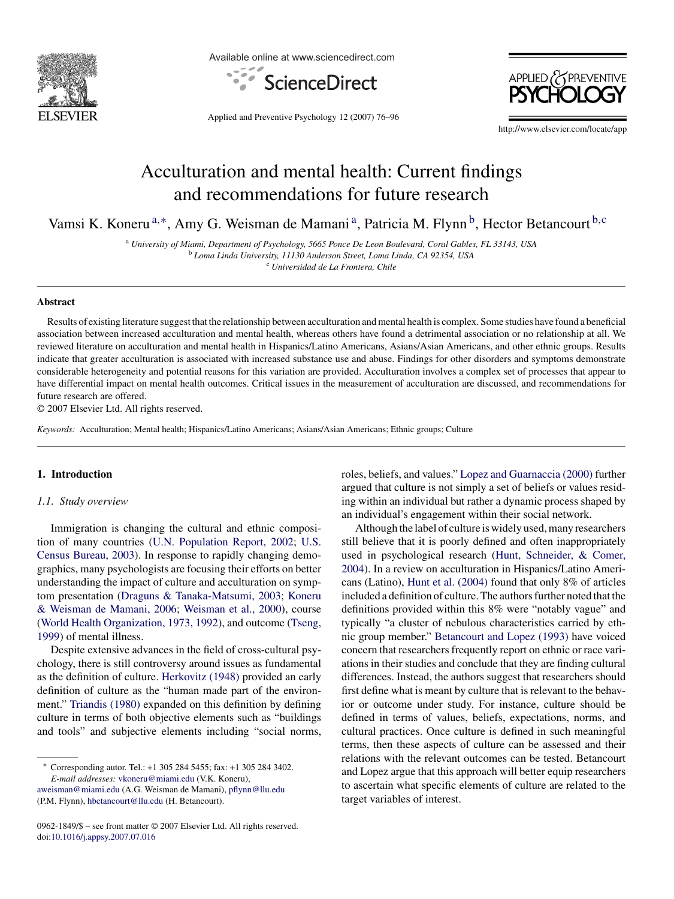# Acculturation and mental health: Current findings and recommendations for future research

Vamsi K. Koneru[a,*], Amy G. Weisman de Mamani[a], Patricia M. Flynn[b], Hector Betancourt[b,c]

[a] *University of Miami, Department of Psychology, 5665 Ponce De Leon Boulevard, Coral Gables, FL 33143, USA*
[b] *Loma Linda University, 11130 Anderson Street, Loma Linda, CA 92354, USA*
[c] *Universidad de La Frontera, Chile*

## Abstract

Results of existing literature suggest that the relationship between acculturation and mental health is complex. Some studies have found a beneficial association between increased acculturation and mental health, whereas others have found a detrimental association or no relationship at all. We reviewed literature on acculturation and mental health in Hispanics/Latino Americans, Asians/Asian Americans, and other ethnic groups. Results indicate that greater acculturation is associated with increased substance use and abuse. Findings for other disorders and symptoms demonstrate considerable heterogeneity and potential reasons for this variation are provided. Acculturation involves a complex set of processes that appear to have differential impact on mental health outcomes. Critical issues in the measurement of acculturation are discussed, and recommendations for future research are offered.

© 2007 Elsevier Ltd. All rights reserved.

*Keywords:* Acculturation; Mental health; Hispanics/Latino Americans; Asians/Asian Americans; Ethnic groups; Culture

## 1. Introduction

### 1.1. Study overview

Immigration is changing the cultural and ethnic composition of many countries (U.N. Population Report, 2002; U.S. Census Bureau, 2003). In response to rapidly changing demographics, many psychologists are focusing their efforts on better understanding the impact of culture and acculturation on symptom presentation (Draguns & Tanaka-Matsumi, 2003; Koneru & Weisman de Mamani, 2006; Weisman et al., 2000), course (World Health Organization, 1973, 1992), and outcome (Tseng, 1999) of mental illness.

Despite extensive advances in the field of cross-cultural psychology, there is still controversy around issues as fundamental as the definition of culture. Herkovitz (1948) provided an early definition of culture as the "human made part of the environment." Triandis (1980) expanded on this definition by defining culture in terms of both objective elements such as "buildings and tools" and subjective elements including "social norms, roles, beliefs, and values." Lopez and Guarnaccia (2000) further argued that culture is not simply a set of beliefs or values residing within an individual but rather a dynamic process shaped by an individual's engagement within their social network.

Although the label of culture is widely used, many researchers still believe that it is poorly defined and often inappropriately used in psychological research (Hunt, Schneider, & Comer, 2004). In a review on acculturation in Hispanics/Latino Americans (Latino), Hunt et al. (2004) found that only 8% of articles included a definition of culture. The authors further noted that the definitions provided within this 8% were "notably vague" and typically "a cluster of nebulous characteristics carried by ethnic group member." Betancourt and Lopez (1993) have voiced concern that researchers frequently report on ethnic or race variations in their studies and conclude that they are finding cultural differences. Instead, the authors suggest that researchers should first define what is meant by culture that is relevant to the behavior or outcome under study. For instance, culture should be defined in terms of values, beliefs, expectations, norms, and cultural practices. Once culture is defined in such meaningful terms, then these aspects of culture can be assessed and their relations with the relevant outcomes can be tested. Betancourt and Lopez argue that this approach will better equip researchers to ascertain what specific elements of culture are related to the target variables of interest.

* Corresponding autor. Tel.: +1 305 284 5455; fax: +1 305 284 3402.
*E-mail addresses:* vkoneru@miami.edu (V.K. Koneru), aweisman@miami.edu (A.G. Weisman de Mamani), pflynn@llu.edu (P.M. Flynn), hbetancourt@llu.edu (H. Betancourt).

0962-1849/$ – see front matter © 2007 Elsevier Ltd. All rights reserved.
doi:10.1016/j.appsy.2007.07.016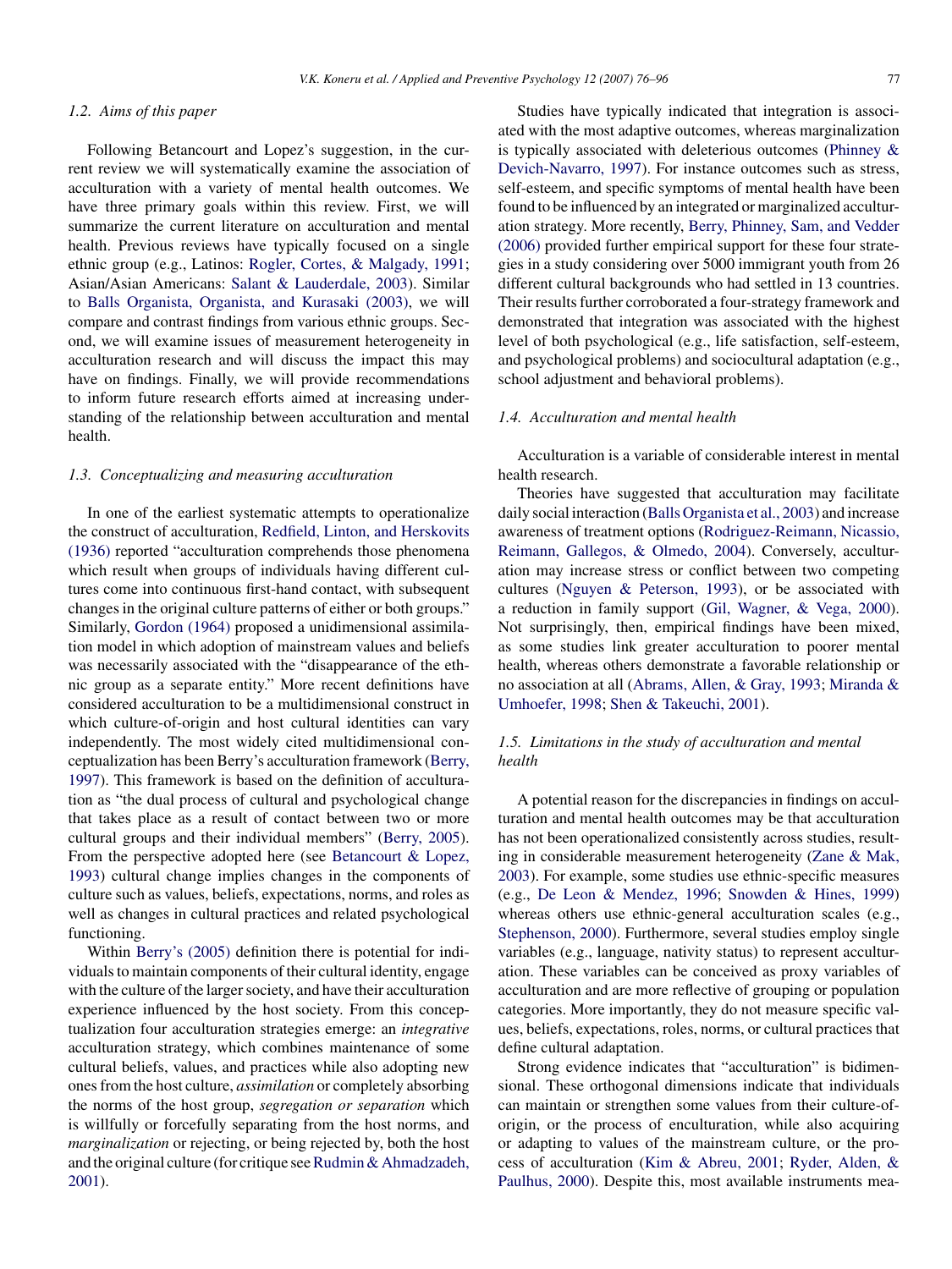### 1.2. Aims of this paper

Following Betancourt and Lopez's suggestion, in the current review we will systematically examine the association of acculturation with a variety of mental health outcomes. We have three primary goals within this review. First, we will summarize the current literature on acculturation and mental health. Previous reviews have typically focused on a single ethnic group (e.g., Latinos: Rogler, Cortes, & Malgady, 1991; Asian/Asian Americans: Salant & Lauderdale, 2003). Similar to Balls Organista, Organista, and Kurasaki (2003), we will compare and contrast findings from various ethnic groups. Second, we will examine issues of measurement heterogeneity in acculturation research and will discuss the impact this may have on findings. Finally, we will provide recommendations to inform future research efforts aimed at increasing understanding of the relationship between acculturation and mental health.

### 1.3. Conceptualizing and measuring acculturation

In one of the earliest systematic attempts to operationalize the construct of acculturation, Redfield, Linton, and Herskovits (1936) reported "acculturation comprehends those phenomena which result when groups of individuals having different cultures come into continuous first-hand contact, with subsequent changes in the original culture patterns of either or both groups." Similarly, Gordon (1964) proposed a unidimensional assimilation model in which adoption of mainstream values and beliefs was necessarily associated with the "disappearance of the ethnic group as a separate entity." More recent definitions have considered acculturation to be a multidimensional construct in which culture-of-origin and host cultural identities can vary independently. The most widely cited multidimensional conceptualization has been Berry's acculturation framework (Berry, 1997). This framework is based on the definition of acculturation as "the dual process of cultural and psychological change that takes place as a result of contact between two or more cultural groups and their individual members" (Berry, 2005). From the perspective adopted here (see Betancourt & Lopez, 1993) cultural change implies changes in the components of culture such as values, beliefs, expectations, norms, and roles as well as changes in cultural practices and related psychological functioning.

Within Berry's (2005) definition there is potential for individuals to maintain components of their cultural identity, engage with the culture of the larger society, and have their acculturation experience influenced by the host society. From this conceptualization four acculturation strategies emerge: an *integrative* acculturation strategy, which combines maintenance of some cultural beliefs, values, and practices while also adopting new ones from the host culture, *assimilation* or completely absorbing the norms of the host group, *segregation or separation* which is willfully or forcefully separating from the host norms, and *marginalization* or rejecting, or being rejected by, both the host and the original culture (for critique see Rudmin & Ahmadzadeh, 2001).

Studies have typically indicated that integration is associated with the most adaptive outcomes, whereas marginalization is typically associated with deleterious outcomes (Phinney & Devich-Navarro, 1997). For instance outcomes such as stress, self-esteem, and specific symptoms of mental health have been found to be influenced by an integrated or marginalized acculturation strategy. More recently, Berry, Phinney, Sam, and Vedder (2006) provided further empirical support for these four strategies in a study considering over 5000 immigrant youth from 26 different cultural backgrounds who had settled in 13 countries. Their results further corroborated a four-strategy framework and demonstrated that integration was associated with the highest level of both psychological (e.g., life satisfaction, self-esteem, and psychological problems) and sociocultural adaptation (e.g., school adjustment and behavioral problems).

### 1.4. Acculturation and mental health

Acculturation is a variable of considerable interest in mental health research.

Theories have suggested that acculturation may facilitate daily social interaction (Balls Organista et al., 2003) and increase awareness of treatment options (Rodriguez-Reimann, Nicassio, Reimann, Gallegos, & Olmedo, 2004). Conversely, acculturation may increase stress or conflict between two competing cultures (Nguyen & Peterson, 1993), or be associated with a reduction in family support (Gil, Wagner, & Vega, 2000). Not surprisingly, then, empirical findings have been mixed, as some studies link greater acculturation to poorer mental health, whereas others demonstrate a favorable relationship or no association at all (Abrams, Allen, & Gray, 1993; Miranda & Umhoefer, 1998; Shen & Takeuchi, 2001).

### 1.5. Limitations in the study of acculturation and mental health

A potential reason for the discrepancies in findings on acculturation and mental health outcomes may be that acculturation has not been operationalized consistently across studies, resulting in considerable measurement heterogeneity (Zane & Mak, 2003). For example, some studies use ethnic-specific measures (e.g., De Leon & Mendez, 1996; Snowden & Hines, 1999) whereas others use ethnic-general acculturation scales (e.g., Stephenson, 2000). Furthermore, several studies employ single variables (e.g., language, nativity status) to represent acculturation. These variables can be conceived as proxy variables of acculturation and are more reflective of grouping or population categories. More importantly, they do not measure specific values, beliefs, expectations, roles, norms, or cultural practices that define cultural adaptation.

Strong evidence indicates that "acculturation" is bidimensional. These orthogonal dimensions indicate that individuals can maintain or strengthen some values from their culture-of-origin, or the process of enculturation, while also acquiring or adapting to values of the mainstream culture, or the process of acculturation (Kim & Abreu, 2001; Ryder, Alden, & Paulhus, 2000). Despite this, most available instruments mea-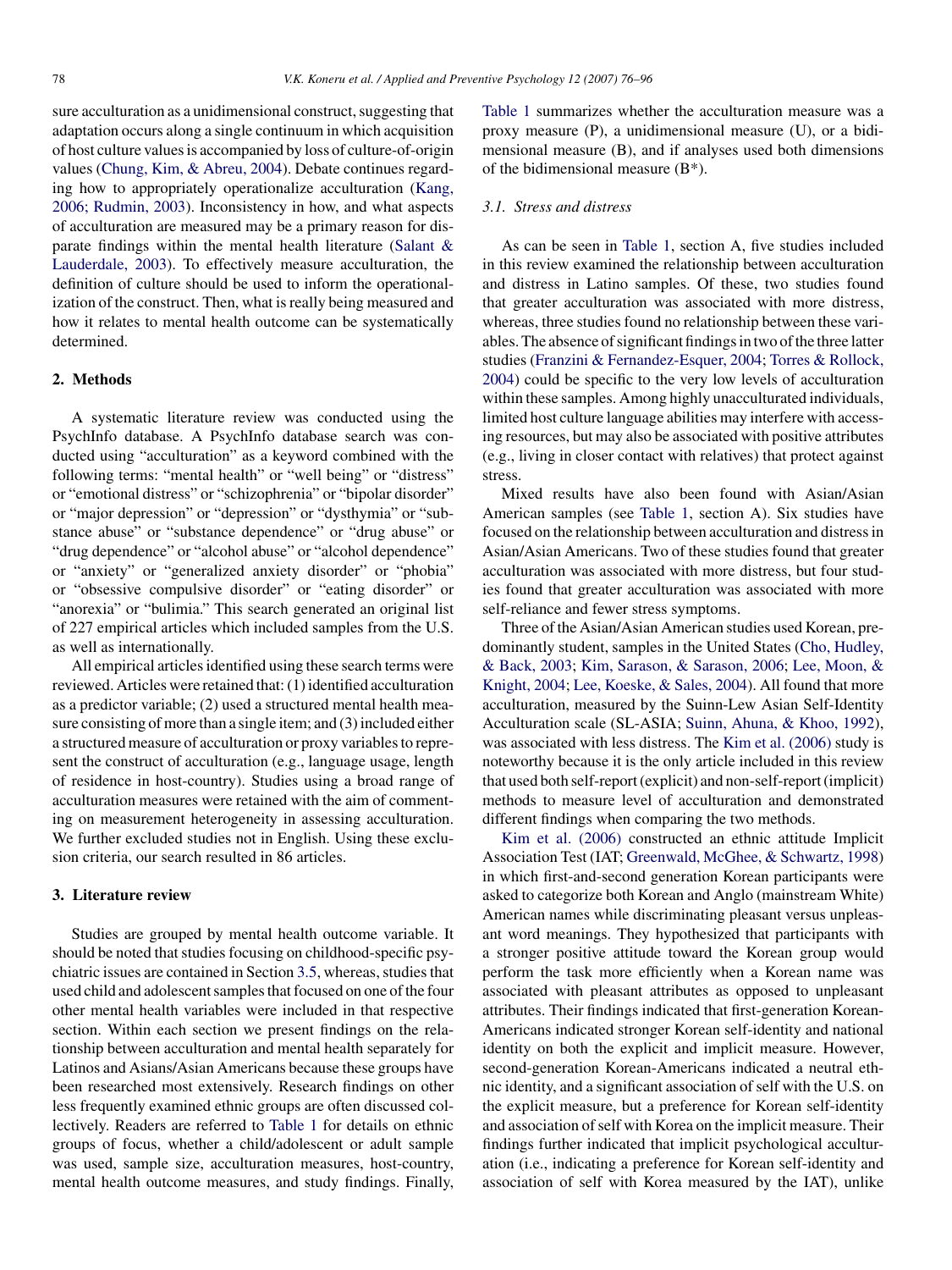sure acculturation as a unidimensional construct, suggesting that adaptation occurs along a single continuum in which acquisition of host culture values is accompanied by loss of culture-of-origin values (Chung, Kim, & Abreu, 2004). Debate continues regarding how to appropriately operationalize acculturation (Kang, 2006; Rudmin, 2003). Inconsistency in how, and what aspects of acculturation are measured may be a primary reason for disparate findings within the mental health literature (Salant & Lauderdale, 2003). To effectively measure acculturation, the definition of culture should be used to inform the operationalization of the construct. Then, what is really being measured and how it relates to mental health outcome can be systematically determined.

## 2. Methods

A systematic literature review was conducted using the PsychInfo database. A PsychInfo database search was conducted using "acculturation" as a keyword combined with the following terms: "mental health" or "well being" or "distress" or "emotional distress" or "schizophrenia" or "bipolar disorder" or "major depression" or "depression" or "dysthymia" or "substance abuse" or "substance dependence" or "drug abuse" or "drug dependence" or "alcohol abuse" or "alcohol dependence" or "anxiety" or "generalized anxiety disorder" or "phobia" or "obsessive compulsive disorder" or "eating disorder" or "anorexia" or "bulimia." This search generated an original list of 227 empirical articles which included samples from the U.S. as well as internationally.

All empirical articles identified using these search terms were reviewed. Articles were retained that: (1) identified acculturation as a predictor variable; (2) used a structured mental health measure consisting of more than a single item; and (3) included either a structured measure of acculturation or proxy variables to represent the construct of acculturation (e.g., language usage, length of residence in host-country). Studies using a broad range of acculturation measures were retained with the aim of commenting on measurement heterogeneity in assessing acculturation. We further excluded studies not in English. Using these exclusion criteria, our search resulted in 86 articles.

## 3. Literature review

Studies are grouped by mental health outcome variable. It should be noted that studies focusing on childhood-specific psychiatric issues are contained in Section 3.5, whereas, studies that used child and adolescent samples that focused on one of the four other mental health variables were included in that respective section. Within each section we present findings on the relationship between acculturation and mental health separately for Latinos and Asians/Asian Americans because these groups have been researched most extensively. Research findings on other less frequently examined ethnic groups are often discussed collectively. Readers are referred to Table 1 for details on ethnic groups of focus, whether a child/adolescent or adult sample was used, sample size, acculturation measures, host-country, mental health outcome measures, and study findings. Finally, Table 1 summarizes whether the acculturation measure was a proxy measure (P), a unidimensional measure (U), or a bidimensional measure (B), and if analyses used both dimensions of the bidimensional measure (B*).

### 3.1. Stress and distress

As can be seen in Table 1, section A, five studies included in this review examined the relationship between acculturation and distress in Latino samples. Of these, two studies found that greater acculturation was associated with more distress, whereas, three studies found no relationship between these variables. The absence of significant findings in two of the three latter studies (Franzini & Fernandez-Esquer, 2004; Torres & Rollock, 2004) could be specific to the very low levels of acculturation within these samples. Among highly unacculturated individuals, limited host culture language abilities may interfere with accessing resources, but may also be associated with positive attributes (e.g., living in closer contact with relatives) that protect against stress.

Mixed results have also been found with Asian/Asian American samples (see Table 1, section A). Six studies have focused on the relationship between acculturation and distress in Asian/Asian Americans. Two of these studies found that greater acculturation was associated with more distress, but four studies found that greater acculturation was associated with more self-reliance and fewer stress symptoms.

Three of the Asian/Asian American studies used Korean, predominantly student, samples in the United States (Cho, Hudley, & Back, 2003; Kim, Sarason, & Sarason, 2006; Lee, Moon, & Knight, 2004; Lee, Koeske, & Sales, 2004). All found that more acculturation, measured by the Suinn-Lew Asian Self-Identity Acculturation scale (SL-ASIA; Suinn, Ahuna, & Khoo, 1992), was associated with less distress. The Kim et al. (2006) study is noteworthy because it is the only article included in this review that used both self-report (explicit) and non-self-report (implicit) methods to measure level of acculturation and demonstrated different findings when comparing the two methods.

Kim et al. (2006) constructed an ethnic attitude Implicit Association Test (IAT; Greenwald, McGhee, & Schwartz, 1998) in which first-and-second generation Korean participants were asked to categorize both Korean and Anglo (mainstream White) American names while discriminating pleasant versus unpleasant word meanings. They hypothesized that participants with a stronger positive attitude toward the Korean group would perform the task more efficiently when a Korean name was associated with pleasant attributes as opposed to unpleasant attributes. Their findings indicated that first-generation Korean-Americans indicated stronger Korean self-identity and national identity on both the explicit and implicit measure. However, second-generation Korean-Americans indicated a neutral ethnic identity, and a significant association of self with the U.S. on the explicit measure, but a preference for Korean self-identity and association of self with Korea on the implicit measure. Their findings further indicated that implicit psychological acculturation (i.e., indicating a preference for Korean self-identity and association of self with Korea measured by the IAT), unlike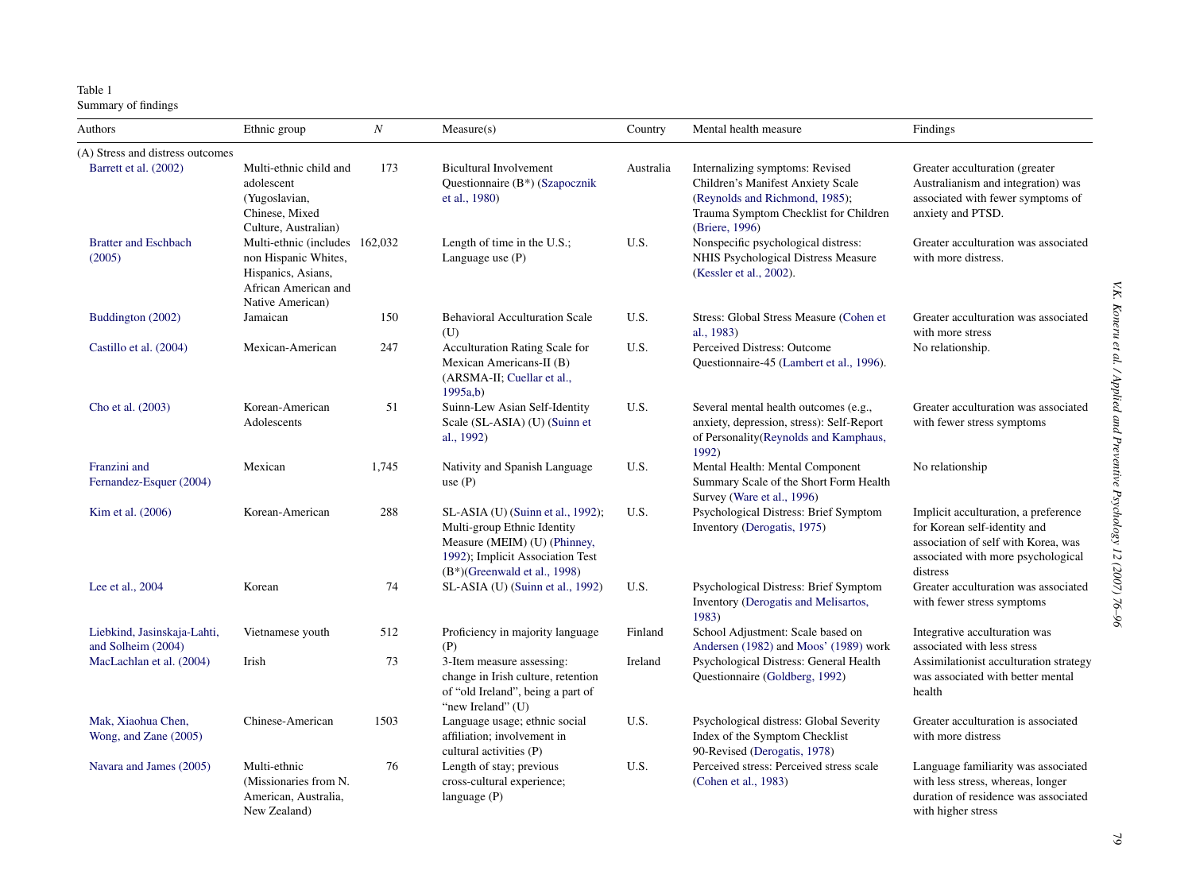Table 1
Summary of findings

| Authors | Ethnic group | N | Measure(s) | Country | Mental health measure | Findings |
|---|---|---|---|---|---|---|
| (A) Stress and distress outcomes | | | | | | |
| Barrett et al. (2002) | Multi-ethnic child and adolescent (Yugoslavian, Chinese, Mixed Culture, Australian) | 173 | Bicultural Involvement Questionnaire (B*) (Szapocznik et al., 1980) | Australia | Internalizing symptoms: Revised Children's Manifest Anxiety Scale (Reynolds and Richmond, 1985); Trauma Symptom Checklist for Children (Briere, 1996) | Greater acculturation (greater Australianism and integration) was associated with fewer symptoms of anxiety and PTSD. |
| Bratter and Eschbach (2005) | Multi-ethnic (includes non Hispanic Whites, Hispanics, Asians, African American and Native American) | 162,032 | Length of time in the U.S.; Language use (P) | U.S. | Nonspecific psychological distress: NHIS Psychological Distress Measure (Kessler et al., 2002). | Greater acculturation was associated with more distress. |
| Buddington (2002) | Jamaican | 150 | Behavioral Acculturation Scale (U) | U.S. | Stress: Global Stress Measure (Cohen et al., 1983) | Greater acculturation was associated with more stress |
| Castillo et al. (2004) | Mexican-American | 247 | Acculturation Rating Scale for Mexican Americans-II (B) (ARSMA-II; Cuellar et al., 1995a,b) | U.S. | Perceived Distress: Outcome Questionnaire-45 (Lambert et al., 1996). | No relationship. |
| Cho et al. (2003) | Korean-American Adolescents | 51 | Suinn-Lew Asian Self-Identity Scale (SL-ASIA) (U) (Suinn et al., 1992) | U.S. | Several mental health outcomes (e.g., anxiety, depression, stress): Self-Report of Personality(Reynolds and Kamphaus, 1992) | Greater acculturation was associated with fewer stress symptoms |
| Franzini and Fernandez-Esquer (2004) | Mexican | 1,745 | Nativity and Spanish Language use (P) | U.S. | Mental Health: Mental Component Summary Scale of the Short Form Health Survey (Ware et al., 1996) | No relationship |
| Kim et al. (2006) | Korean-American | 288 | SL-ASIA (U) (Suinn et al., 1992); Multi-group Ethnic Identity Measure (MEIM) (U) (Phinney, 1992); Implicit Association Test (B*)(Greenwald et al., 1998) | U.S. | Psychological Distress: Brief Symptom Inventory (Derogatis, 1975) | Implicit acculturation, a preference for Korean self-identity and association of self with Korea, was associated with more psychological distress |
| Lee et al., 2004 | Korean | 74 | SL-ASIA (U) (Suinn et al., 1992) | U.S. | Psychological Distress: Brief Symptom Inventory (Derogatis and Melisartos, 1983) | Greater acculturation was associated with fewer stress symptoms |
| Liebkind, Jasinskaja-Lahti, and Solheim (2004) | Vietnamese youth | 512 | Proficiency in majority language (P) | Finland | School Adjustment: Scale based on Andersen (1982) and Moos' (1989) work | Integrative acculturation was associated with less stress |
| MacLachlan et al. (2004) | Irish | 73 | 3-Item measure assessing: change in Irish culture, retention of "old Ireland", being a part of "new Ireland" (U) | Ireland | Psychological Distress: General Health Questionnaire (Goldberg, 1992) | Assimilationist acculturation strategy was associated with better mental health |
| Mak, Xiaohua Chen, Wong, and Zane (2005) | Chinese-American | 1503 | Language usage; ethnic social affiliation; involvement in cultural activities (P) | U.S. | Psychological distress: Global Severity Index of the Symptom Checklist 90-Revised (Derogatis, 1978) | Greater acculturation is associated with more distress |
| Navara and James (2005) | Multi-ethnic (Missionaries from N. American, Australia, New Zealand) | 76 | Length of stay; previous cross-cultural experience; language (P) | U.S. | Perceived stress: Perceived stress scale (Cohen et al., 1983) | Language familiarity was associated with less stress, whereas, longer duration of residence was associated with higher stress |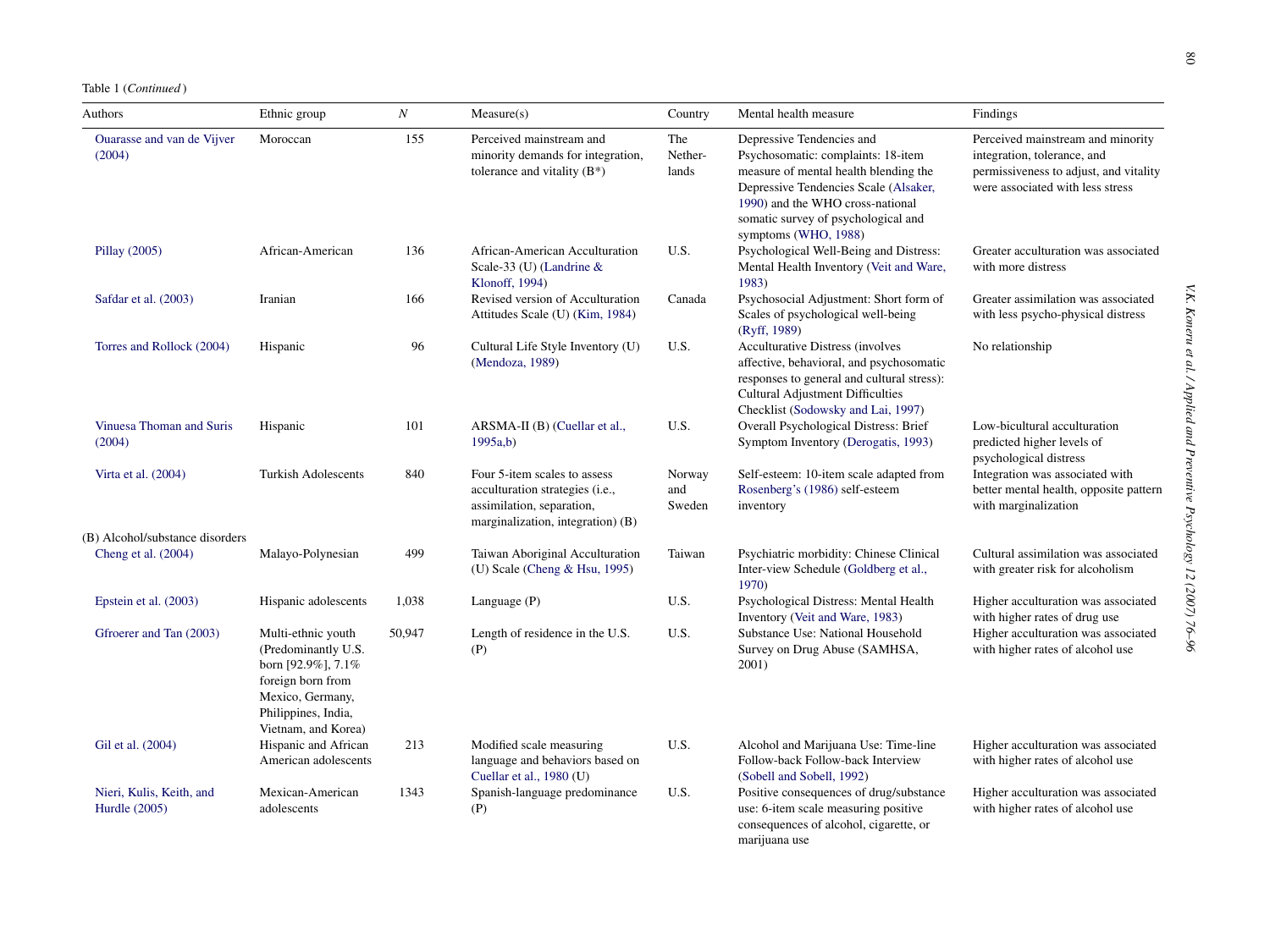Table 1 (*Continued*)

| Authors | Ethnic group | *N* | Measure(s) | Country | Mental health measure | Findings |
|---|---|---|---|---|---|---|
| Ouarasse and van de Vijver (2004) | Moroccan | 155 | Perceived mainstream and minority demands for integration, tolerance and vitality (B*) | The Netherlands | Depressive Tendencies and Psychosomatic: complaints: 18-item measure of mental health blending the Depressive Tendencies Scale (Alsaker, 1990) and the WHO cross-national somatic survey of psychological and symptoms (WHO, 1988) | Perceived mainstream and minority integration, tolerance, and permissiveness to adjust, and vitality were associated with less stress |
| Pillay (2005) | African-American | 136 | African-American Acculturation Scale-33 (U) (Landrine & Klonoff, 1994) | U.S. | Psychological Well-Being and Distress: Mental Health Inventory (Veit and Ware, 1983) | Greater acculturation was associated with more distress |
| Safdar et al. (2003) | Iranian | 166 | Revised version of Acculturation Attitudes Scale (U) (Kim, 1984) | Canada | Psychosocial Adjustment: Short form of Scales of psychological well-being (Ryff, 1989) | Greater assimilation was associated with less psycho-physical distress |
| Torres and Rollock (2004) | Hispanic | 96 | Cultural Life Style Inventory (U) (Mendoza, 1989) | U.S. | Acculturative Distress (involves affective, behavioral, and psychosomatic responses to general and cultural stress): Cultural Adjustment Difficulties Checklist (Sodowsky and Lai, 1997) | No relationship |
| Vinuesa Thoman and Suris (2004) | Hispanic | 101 | ARSMA-II (B) (Cuellar et al., 1995a,b) | U.S. | Overall Psychological Distress: Brief Symptom Inventory (Derogatis, 1993) | Low-bicultural acculturation predicted higher levels of psychological distress |
| Virta et al. (2004) | Turkish Adolescents | 840 | Four 5-item scales to assess acculturation strategies (i.e., assimilation, separation, marginalization, integration) (B) | Norway and Sweden | Self-esteem: 10-item scale adapted from Rosenberg's (1986) self-esteem inventory | Integration was associated with better mental health, opposite pattern with marginalization |
| (B) Alcohol/substance disorders | | | | | | |
| Cheng et al. (2004) | Malayo-Polynesian | 499 | Taiwan Aboriginal Acculturation (U) Scale (Cheng & Hsu, 1995) | Taiwan | Psychiatric morbidity: Chinese Clinical Inter-view Schedule (Goldberg et al., 1970) | Cultural assimilation was associated with greater risk for alcoholism |
| Epstein et al. (2003) | Hispanic adolescents | 1,038 | Language (P) | U.S. | Psychological Distress: Mental Health Inventory (Veit and Ware, 1983) | Higher acculturation was associated with higher rates of drug use |
| Gfroerer and Tan (2003) | Multi-ethnic youth (Predominantly U.S. born [92.9%], 7.1% foreign born from Mexico, Germany, Philippines, India, Vietnam, and Korea) | 50,947 | Length of residence in the U.S. (P) | U.S. | Substance Use: National Household Survey on Drug Abuse (SAMHSA, 2001) | Higher acculturation was associated with higher rates of alcohol use |
| Gil et al. (2004) | Hispanic and African American adolescents | 213 | Modified scale measuring language and behaviors based on Cuellar et al., 1980 (U) | U.S. | Alcohol and Marijuana Use: Time-line Follow-back Follow-back Interview (Sobell and Sobell, 1992) | Higher acculturation was associated with higher rates of alcohol use |
| Nieri, Kulis, Keith, and Hurdle (2005) | Mexican-American adolescents | 1343 | Spanish-language predominance (P) | U.S. | Positive consequences of drug/substance use: 6-item scale measuring positive consequences of alcohol, cigarette, or marijuana use | Higher acculturation was associated with higher rates of alcohol use |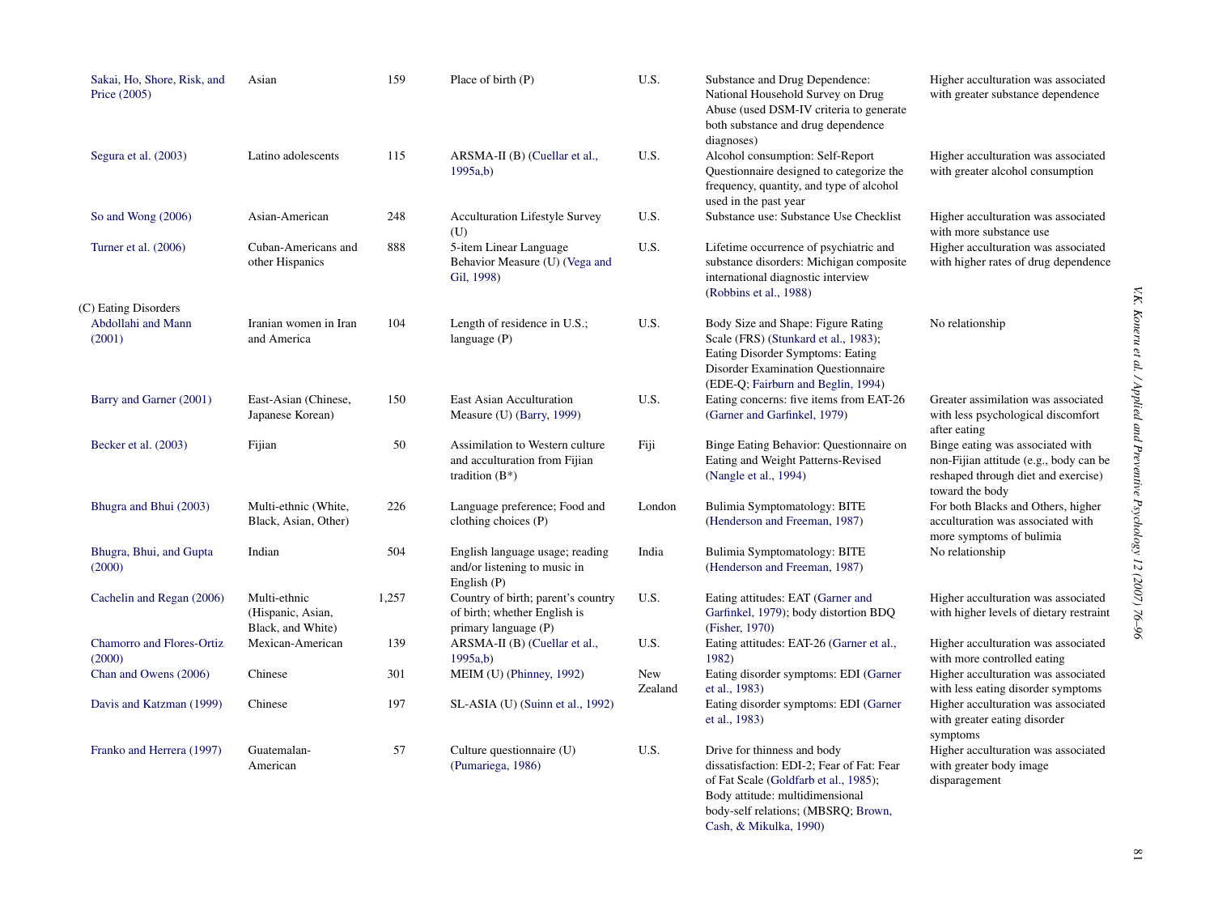| | | | | | | |
|---|---|---|---|---|---|---|
| Sakai, Ho, Shore, Risk, and Price (2005) | Asian | 159 | Place of birth (P) | U.S. | Substance and Drug Dependence: National Household Survey on Drug Abuse (used DSM-IV criteria to generate both substance and drug dependence diagnoses) | Higher acculturation was associated with greater substance dependence |
| Segura et al. (2003) | Latino adolescents | 115 | ARSMA-II (B) (Cuellar et al., 1995a,b) | U.S. | Alcohol consumption: Self-Report Questionnaire designed to categorize the frequency, quantity, and type of alcohol used in the past year | Higher acculturation was associated with greater alcohol consumption |
| So and Wong (2006) | Asian-American | 248 | Acculturation Lifestyle Survey (U) | U.S. | Substance use: Substance Use Checklist | Higher acculturation was associated with more substance use |
| Turner et al. (2006) | Cuban-Americans and other Hispanics | 888 | 5-item Linear Language Behavior Measure (U) (Vega and Gil, 1998) | U.S. | Lifetime occurrence of psychiatric and substance disorders: Michigan composite international diagnostic interview (Robbins et al., 1988) | Higher acculturation was associated with higher rates of drug dependence |
| (C) Eating Disorders | | | | | | |
| Abdollahi and Mann (2001) | Iranian women in Iran and America | 104 | Length of residence in U.S.; language (P) | U.S. | Body Size and Shape: Figure Rating Scale (FRS) (Stunkard et al., 1983); Eating Disorder Symptoms: Eating Disorder Examination Questionnaire (EDE-Q; Fairburn and Beglin, 1994) | No relationship |
| Barry and Garner (2001) | East-Asian (Chinese, Japanese Korean) | 150 | East Asian Acculturation Measure (U) (Barry, 1999) | U.S. | Eating concerns: five items from EAT-26 (Garner and Garfinkel, 1979) | Greater assimilation was associated with less psychological discomfort after eating |
| Becker et al. (2003) | Fijian | 50 | Assimilation to Western culture and acculturation from Fijian tradition (B*) | Fiji | Binge Eating Behavior: Questionnaire on Eating and Weight Patterns-Revised (Nangle et al., 1994) | Binge eating was associated with non-Fijian attitude (e.g., body can be reshaped through diet and exercise) toward the body |
| Bhugra and Bhui (2003) | Multi-ethnic (White, Black, Asian, Other) | 226 | Language preference; Food and clothing choices (P) | London | Bulimia Symptomatology: BITE (Henderson and Freeman, 1987) | For both Blacks and Others, higher acculturation was associated with more symptoms of bulimia |
| Bhugra, Bhui, and Gupta (2000) | Indian | 504 | English language usage; reading and/or listening to music in English (P) | India | Bulimia Symptomatology: BITE (Henderson and Freeman, 1987) | No relationship |
| Cachelin and Regan (2006) | Multi-ethnic (Hispanic, Asian, Black, and White) | 1,257 | Country of birth; parent's country of birth; whether English is primary language (P) | U.S. | Eating attitudes: EAT (Garner and Garfinkel, 1979); body distortion BDQ (Fisher, 1970) | Higher acculturation was associated with higher levels of dietary restraint |
| Chamorro and Flores-Ortiz (2000) | Mexican-American | 139 | ARSMA-II (B) (Cuellar et al., 1995a,b) | U.S. | Eating attitudes: EAT-26 (Garner et al., 1982) | Higher acculturation was associated with more controlled eating |
| Chan and Owens (2006) | Chinese | 301 | MEIM (U) (Phinney, 1992) | New Zealand | Eating disorder symptoms: EDI (Garner et al., 1983) | Higher acculturation was associated with less eating disorder symptoms |
| Davis and Katzman (1999) | Chinese | 197 | SL-ASIA (U) (Suinn et al., 1992) | | Eating disorder symptoms: EDI (Garner et al., 1983) | Higher acculturation was associated with greater eating disorder symptoms |
| Franko and Herrera (1997) | Guatemalan-American | 57 | Culture questionnaire (U) (Pumariega, 1986) | U.S. | Drive for thinness and body dissatisfaction: EDI-2; Fear of Fat: Fear of Fat Scale (Goldfarb et al., 1985); Body attitude: multidimensional body-self relations; (MBSRQ; Brown, Cash, & Mikulka, 1990) | Higher acculturation was associated with greater body image disparagement |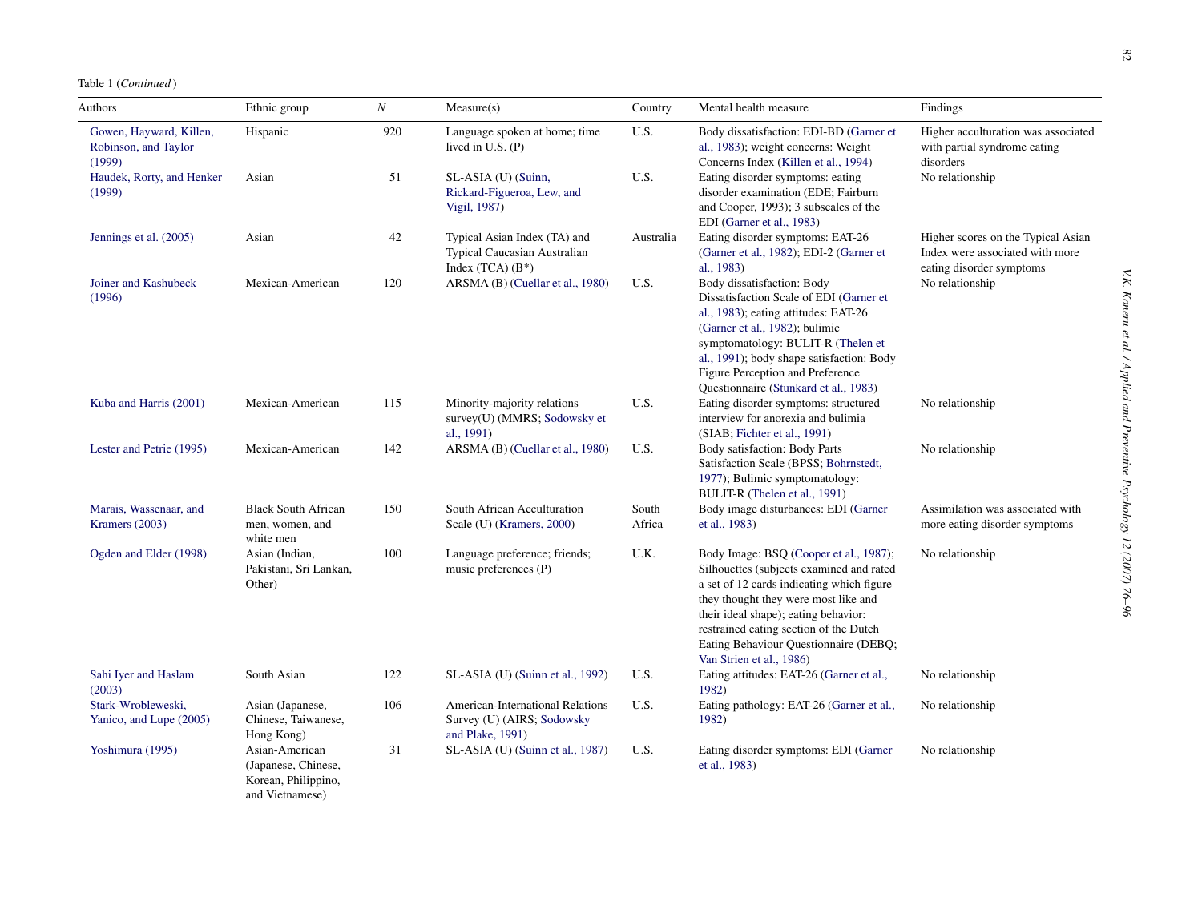Table 1 (*Continued*)

| Authors | Ethnic group | *N* | Measure(s) | Country | Mental health measure | Findings |
|---|---|---|---|---|---|---|
| Gowen, Hayward, Killen, Robinson, and Taylor (1999) | Hispanic | 920 | Language spoken at home; time lived in U.S. (P) | U.S. | Body dissatisfaction: EDI-BD (Garner et al., 1983); weight concerns: Weight Concerns Index (Killen et al., 1994) | Higher acculturation was associated with partial syndrome eating disorders |
| Haudek, Rorty, and Henker (1999) | Asian | 51 | SL-ASIA (U) (Suinn, Rickard-Figueroa, Lew, and Vigil, 1987) | U.S. | Eating disorder symptoms: eating disorder examination (EDE; Fairburn and Cooper, 1993); 3 subscales of the EDI (Garner et al., 1983) | No relationship |
| Jennings et al. (2005) | Asian | 42 | Typical Asian Index (TA) and Typical Caucasian Australian Index (TCA) (B*) | Australia | Eating disorder symptoms: EAT-26 (Garner et al., 1982); EDI-2 (Garner et al., 1983) | Higher scores on the Typical Asian Index were associated with more eating disorder symptoms |
| Joiner and Kashubeck (1996) | Mexican-American | 120 | ARSMA (B) (Cuellar et al., 1980) | U.S. | Body dissatisfaction: Body Dissatisfaction Scale of EDI (Garner et al., 1983); eating attitudes: EAT-26 (Garner et al., 1982); bulimic symptomatology: BULIT-R (Thelen et al., 1991); body shape satisfaction: Body Figure Perception and Preference Questionnaire (Stunkard et al., 1983) | No relationship |
| Kuba and Harris (2001) | Mexican-American | 115 | Minority-majority relations survey(U) (MMRS; Sodowsky et al., 1991) | U.S. | Eating disorder symptoms: structured interview for anorexia and bulimia (SIAB; Fichter et al., 1991) | No relationship |
| Lester and Petrie (1995) | Mexican-American | 142 | ARSMA (B) (Cuellar et al., 1980) | U.S. | Body satisfaction: Body Parts Satisfaction Scale (BPSS; Bohrnstedt, 1977); Bulimic symptomatology: BULIT-R (Thelen et al., 1991) | No relationship |
| Marais, Wassenaar, and Kramers (2003) | Black South African men, women, and white men | 150 | South African Acculturation Scale (U) (Kramers, 2000) | South Africa | Body image disturbances: EDI (Garner et al., 1983) | Assimilation was associated with more eating disorder symptoms |
| Ogden and Elder (1998) | Asian (Indian, Pakistani, Sri Lankan, Other) | 100 | Language preference; friends; music preferences (P) | U.K. | Body Image: BSQ (Cooper et al., 1987); Silhouettes (subjects examined and rated a set of 12 cards indicating which figure they thought they were most like and their ideal shape); eating behavior: restrained eating section of the Dutch Eating Behaviour Questionnaire (DEBQ; Van Strien et al., 1986) | No relationship |
| Sahi Iyer and Haslam (2003) | South Asian | 122 | SL-ASIA (U) (Suinn et al., 1992) | U.S. | Eating attitudes: EAT-26 (Garner et al., 1982) | No relationship |
| Stark-Wrobleweski, Yanico, and Lupe (2005) | Asian (Japanese, Chinese, Taiwanese, Hong Kong) | 106 | American-International Relations Survey (U) (AIRS; Sodowsky and Plake, 1991) | U.S. | Eating pathology: EAT-26 (Garner et al., 1982) | No relationship |
| Yoshimura (1995) | Asian-American (Japanese, Chinese, Korean, Philippino, and Vietnamese) | 31 | SL-ASIA (U) (Suinn et al., 1987) | U.S. | Eating disorder symptoms: EDI (Garner et al., 1983) | No relationship |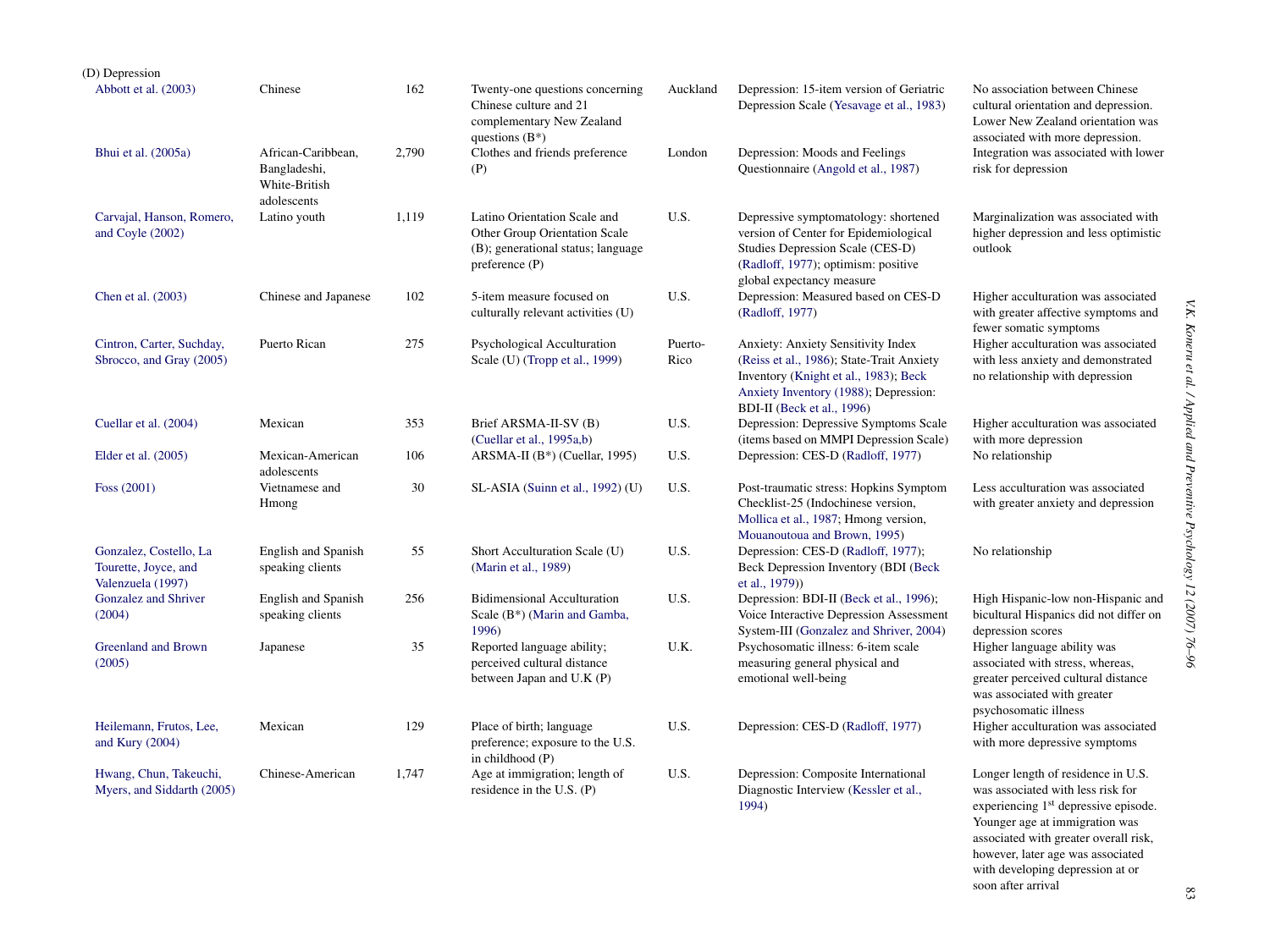| | | | | | | |
|---|---|---|---|---|---|---|
| (D) Depression | | | | | | |
| Abbott et al. (2003) | Chinese | 162 | Twenty-one questions concerning Chinese culture and 21 complementary New Zealand questions (B*) | Auckland | Depression: 15-item version of Geriatric Depression Scale (Yesavage et al., 1983) | No association between Chinese cultural orientation and depression. Lower New Zealand orientation was associated with more depression. |
| Bhui et al. (2005a) | African-Caribbean, Bangladeshi, White-British adolescents | 2,790 | Clothes and friends preference (P) | London | Depression: Moods and Feelings Questionnaire (Angold et al., 1987) | Integration was associated with lower risk for depression |
| Carvajal, Hanson, Romero, and Coyle (2002) | Latino youth | 1,119 | Latino Orientation Scale and Other Group Orientation Scale (B); generational status; language preference (P) | U.S. | Depressive symptomatology: shortened version of Center for Epidemiological Studies Depression Scale (CES-D) (Radloff, 1977); optimism: positive global expectancy measure | Marginalization was associated with higher depression and less optimistic outlook |
| Chen et al. (2003) | Chinese and Japanese | 102 | 5-item measure focused on culturally relevant activities (U) | U.S. | Depression: Measured based on CES-D (Radloff, 1977) | Higher acculturation was associated with greater affective symptoms and fewer somatic symptoms |
| Cintron, Carter, Suchday, Sbrocco, and Gray (2005) | Puerto Rican | 275 | Psychological Acculturation Scale (U) (Tropp et al., 1999) | Puerto-Rico | Anxiety: Anxiety Sensitivity Index (Reiss et al., 1986); State-Trait Anxiety Inventory (Knight et al., 1983); Beck Anxiety Inventory (1988); Depression: BDI-II (Beck et al., 1996) | Higher acculturation was associated with less anxiety and demonstrated no relationship with depression |
| Cuellar et al. (2004) | Mexican | 353 | Brief ARSMA-II-SV (B) (Cuellar et al., 1995a,b) | U.S. | Depression: Depressive Symptoms Scale (items based on MMPI Depression Scale) | Higher acculturation was associated with more depression |
| Elder et al. (2005) | Mexican-American adolescents | 106 | ARSMA-II (B*) (Cuellar, 1995) | U.S. | Depression: CES-D (Radloff, 1977) | No relationship |
| Foss (2001) | Vietnamese and Hmong | 30 | SL-ASIA (Suinn et al., 1992) (U) | U.S. | Post-traumatic stress: Hopkins Symptom Checklist-25 (Indochinese version, Mollica et al., 1987; Hmong version, Mouanoutoua and Brown, 1995) | Less acculturation was associated with greater anxiety and depression |
| Gonzalez, Costello, La Tourette, Joyce, and Valenzuela (1997) | English and Spanish speaking clients | 55 | Short Acculturation Scale (U) (Marin et al., 1989) | U.S. | Depression: CES-D (Radloff, 1977); Beck Depression Inventory (BDI (Beck et al., 1979)) | No relationship |
| Gonzalez and Shriver (2004) | English and Spanish speaking clients | 256 | Bidimensional Acculturation Scale (B*) (Marin and Gamba, 1996) | U.S. | Depression: BDI-II (Beck et al., 1996); Voice Interactive Depression Assessment System-III (Gonzalez and Shriver, 2004) | High Hispanic-low non-Hispanic and bicultural Hispanics did not differ on depression scores |
| Greenland and Brown (2005) | Japanese | 35 | Reported language ability; perceived cultural distance between Japan and U.K (P) | U.K. | Psychosomatic illness: 6-item scale measuring general physical and emotional well-being | Higher language ability was associated with stress, whereas, greater perceived cultural distance was associated with greater psychosomatic illness |
| Heilemann, Frutos, Lee, and Kury (2004) | Mexican | 129 | Place of birth; language preference; exposure to the U.S. in childhood (P) | U.S. | Depression: CES-D (Radloff, 1977) | Higher acculturation was associated with more depressive symptoms |
| Hwang, Chun, Takeuchi, Myers, and Siddarth (2005) | Chinese-American | 1,747 | Age at immigration; length of residence in the U.S. (P) | U.S. | Depression: Composite International Diagnostic Interview (Kessler et al., 1994) | Longer length of residence in U.S. was associated with less risk for experiencing 1st depressive episode. Younger age at immigration was associated with greater overall risk, however, later age was associated with developing depression at or soon after arrival |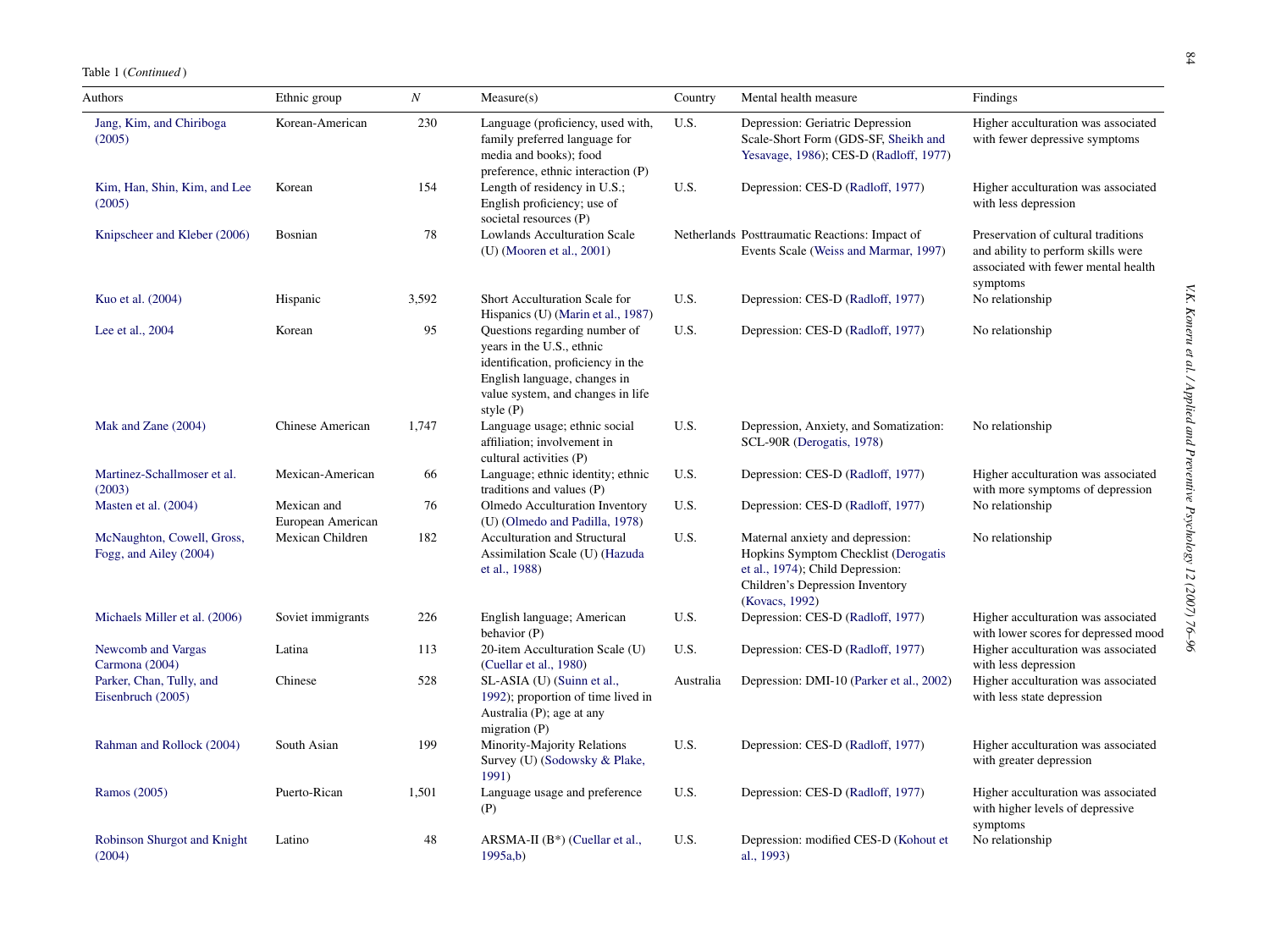Table 1 (*Continued*)

| Authors | Ethnic group | N | Measure(s) | Country | Mental health measure | Findings |
|---|---|---|---|---|---|---|
| Jang, Kim, and Chiriboga (2005) | Korean-American | 230 | Language (proficiency, used with, family preferred language for media and books); food preference, ethnic interaction (P) | U.S. | Depression: Geriatric Depression Scale-Short Form (GDS-SF, Sheikh and Yesavage, 1986); CES-D (Radloff, 1977) | Higher acculturation was associated with fewer depressive symptoms |
| Kim, Han, Shin, Kim, and Lee (2005) | Korean | 154 | Length of residency in U.S.; English proficiency; use of societal resources (P) | U.S. | Depression: CES-D (Radloff, 1977) | Higher acculturation was associated with less depression |
| Knipscheer and Kleber (2006) | Bosnian | 78 | Lowlands Acculturation Scale (U) (Mooren et al., 2001) | Netherlands | Posttraumatic Reactions: Impact of Events Scale (Weiss and Marmar, 1997) | Preservation of cultural traditions and ability to perform skills were associated with fewer mental health symptoms |
| Kuo et al. (2004) | Hispanic | 3,592 | Short Acculturation Scale for Hispanics (U) (Marin et al., 1987) | U.S. | Depression: CES-D (Radloff, 1977) | No relationship |
| Lee et al., 2004 | Korean | 95 | Questions regarding number of years in the U.S., ethnic identification, proficiency in the English language, changes in value system, and changes in life style (P) | U.S. | Depression: CES-D (Radloff, 1977) | No relationship |
| Mak and Zane (2004) | Chinese American | 1,747 | Language usage; ethnic social affiliation; involvement in cultural activities (P) | U.S. | Depression, Anxiety, and Somatization: SCL-90R (Derogatis, 1978) | No relationship |
| Martinez-Schallmoser et al. (2003) | Mexican-American | 66 | Language; ethnic identity; ethnic traditions and values (P) | U.S. | Depression: CES-D (Radloff, 1977) | Higher acculturation was associated with more symptoms of depression |
| Masten et al. (2004) | Mexican and European American | 76 | Olmedo Acculturation Inventory (U) (Olmedo and Padilla, 1978) | U.S. | Depression: CES-D (Radloff, 1977) | No relationship |
| McNaughton, Cowell, Gross, Fogg, and Ailey (2004) | Mexican Children | 182 | Acculturation and Structural Assimilation Scale (U) (Hazuda et al., 1988) | U.S. | Maternal anxiety and depression: Hopkins Symptom Checklist (Derogatis et al., 1974); Child Depression: Children's Depression Inventory (Kovacs, 1992) | No relationship |
| Michaels Miller et al. (2006) | Soviet immigrants | 226 | English language; American behavior (P) | U.S. | Depression: CES-D (Radloff, 1977) | Higher acculturation was associated with lower scores for depressed mood |
| Newcomb and Vargas Carmona (2004) | Latina | 113 | 20-item Acculturation Scale (U) (Cuellar et al., 1980) | U.S. | Depression: CES-D (Radloff, 1977) | Higher acculturation was associated with less depression |
| Parker, Chan, Tully, and Eisenbruch (2005) | Chinese | 528 | SL-ASIA (U) (Suinn et al., 1992); proportion of time lived in Australia (P); age at any migration (P) | Australia | Depression: DMI-10 (Parker et al., 2002) | Higher acculturation was associated with less state depression |
| Rahman and Rollock (2004) | South Asian | 199 | Minority-Majority Relations Survey (U) (Sodowsky & Plake, 1991) | U.S. | Depression: CES-D (Radloff, 1977) | Higher acculturation was associated with greater depression |
| Ramos (2005) | Puerto-Rican | 1,501 | Language usage and preference (P) | U.S. | Depression: CES-D (Radloff, 1977) | Higher acculturation was associated with higher levels of depressive symptoms |
| Robinson Shurgot and Knight (2004) | Latino | 48 | ARSMA-II (B*) (Cuellar et al., 1995a,b) | U.S. | Depression: modified CES-D (Kohout et al., 1993) | No relationship |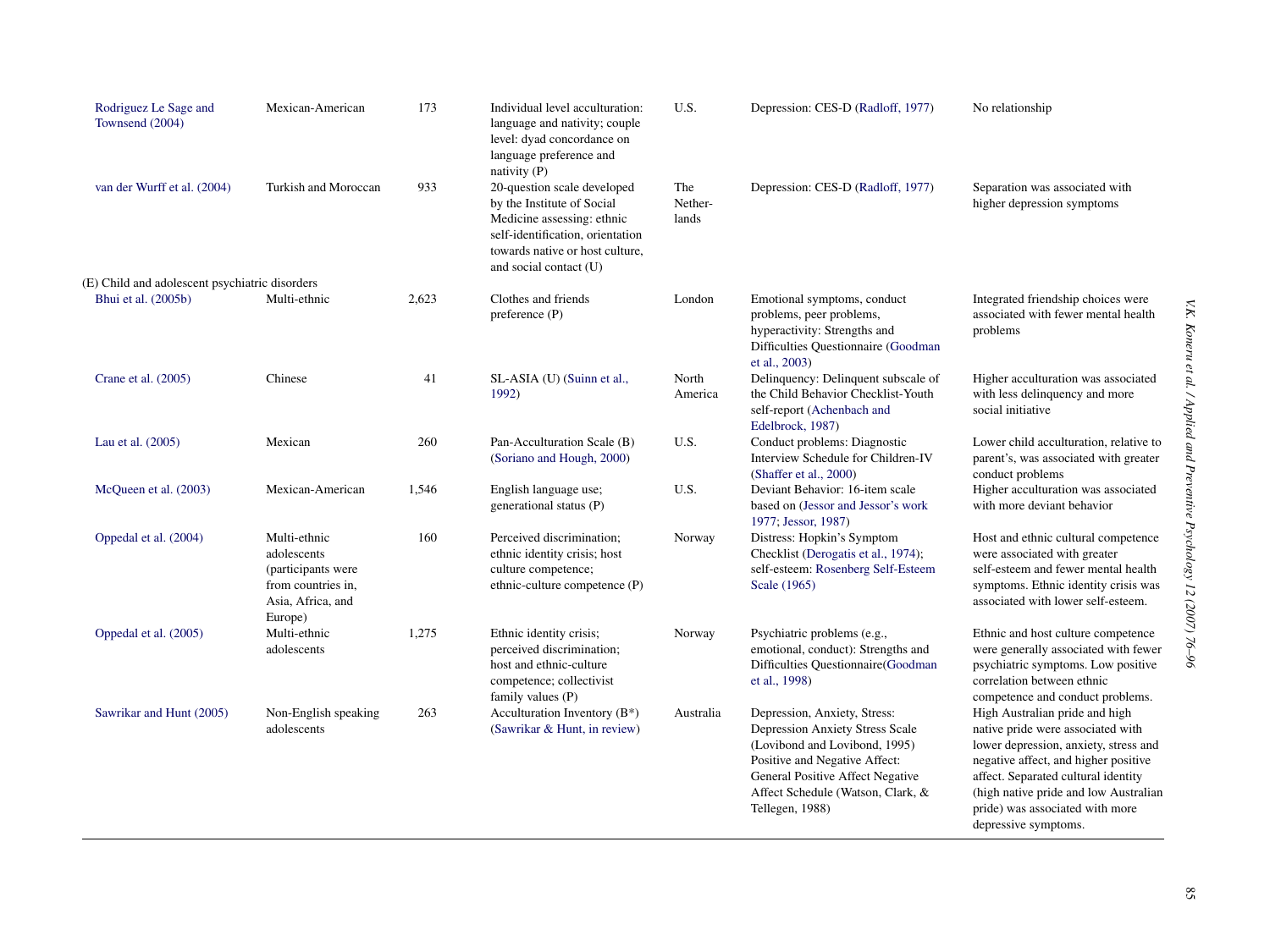| | | | | | | |
|---|---|---|---|---|---|---|
| Rodriguez Le Sage and Townsend (2004) | Mexican-American | 173 | Individual level acculturation: language and nativity; couple level: dyad concordance on language preference and nativity (P) | U.S. | Depression: CES-D (Radloff, 1977) | No relationship |
| van der Wurff et al. (2004) | Turkish and Moroccan | 933 | 20-question scale developed by the Institute of Social Medicine assessing: ethnic self-identification, orientation towards native or host culture, and social contact (U) | The Netherlands | Depression: CES-D (Radloff, 1977) | Separation was associated with higher depression symptoms |
| (E) Child and adolescent psychiatric disorders | | | | | | |
| Bhui et al. (2005b) | Multi-ethnic | 2,623 | Clothes and friends preference (P) | London | Emotional symptoms, conduct problems, peer problems, hyperactivity: Strengths and Difficulties Questionnaire (Goodman et al., 2003) | Integrated friendship choices were associated with fewer mental health problems |
| Crane et al. (2005) | Chinese | 41 | SL-ASIA (U) (Suinn et al., 1992) | North America | Delinquency: Delinquent subscale of the Child Behavior Checklist-Youth self-report (Achenbach and Edelbrock, 1987) | Higher acculturation was associated with less delinquency and more social initiative |
| Lau et al. (2005) | Mexican | 260 | Pan-Acculturation Scale (B) (Soriano and Hough, 2000) | U.S. | Conduct problems: Diagnostic Interview Schedule for Children-IV (Shaffer et al., 2000) | Lower child acculturation, relative to parent's, was associated with greater conduct problems |
| McQueen et al. (2003) | Mexican-American | 1,546 | English language use; generational status (P) | U.S. | Deviant Behavior: 16-item scale based on (Jessor and Jessor's work 1977; Jessor, 1987) | Higher acculturation was associated with more deviant behavior |
| Oppedal et al. (2004) | Multi-ethnic adolescents (participants were from countries in, Asia, Africa, and Europe) | 160 | Perceived discrimination; ethnic identity crisis; host culture competence; ethnic-culture competence (P) | Norway | Distress: Hopkin's Symptom Checklist (Derogatis et al., 1974); self-esteem: Rosenberg Self-Esteem Scale (1965) | Host and ethnic cultural competence were associated with greater self-esteem and fewer mental health symptoms. Ethnic identity crisis was associated with lower self-esteem. |
| Oppedal et al. (2005) | Multi-ethnic adolescents | 1,275 | Ethnic identity crisis; perceived discrimination; host and ethnic-culture competence; collectivist family values (P) | Norway | Psychiatric problems (e.g., emotional, conduct): Strengths and Difficulties Questionnaire(Goodman et al., 1998) | Ethnic and host culture competence were generally associated with fewer psychiatric symptoms. Low positive correlation between ethnic competence and conduct problems. |
| Sawrikar and Hunt (2005) | Non-English speaking adolescents | 263 | Acculturation Inventory (B*) (Sawrikar & Hunt, in review) | Australia | Depression, Anxiety, Stress: Depression Anxiety Stress Scale (Lovibond and Lovibond, 1995) Positive and Negative Affect: General Positive Affect Negative Affect Schedule (Watson, Clark, & Tellegen, 1988) | High Australian pride and high native pride were associated with lower depression, anxiety, stress and negative affect, and higher positive affect. Separated cultural identity (high native pride and low Australian pride) was associated with more depressive symptoms. |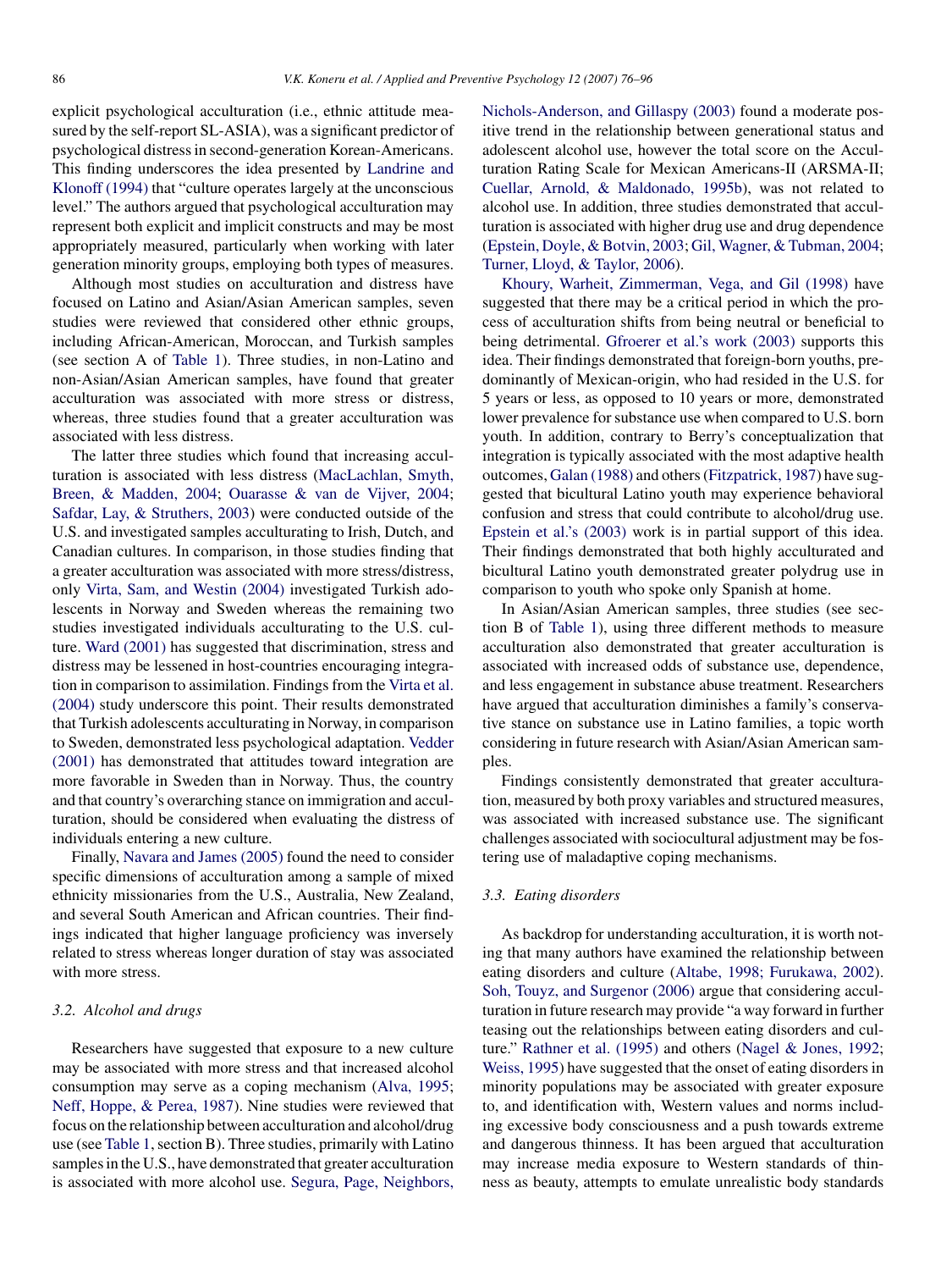explicit psychological acculturation (i.e., ethnic attitude measured by the self-report SL-ASIA), was a significant predictor of psychological distress in second-generation Korean-Americans. This finding underscores the idea presented by Landrine and Klonoff (1994) that "culture operates largely at the unconscious level." The authors argued that psychological acculturation may represent both explicit and implicit constructs and may be most appropriately measured, particularly when working with later generation minority groups, employing both types of measures.

Although most studies on acculturation and distress have focused on Latino and Asian/Asian American samples, seven studies were reviewed that considered other ethnic groups, including African-American, Moroccan, and Turkish samples (see section A of Table 1). Three studies, in non-Latino and non-Asian/Asian American samples, have found that greater acculturation was associated with more stress or distress, whereas, three studies found that a greater acculturation was associated with less distress.

The latter three studies which found that increasing acculturation is associated with less distress (MacLachlan, Smyth, Breen, & Madden, 2004; Ouarasse & van de Vijver, 2004; Safdar, Lay, & Struthers, 2003) were conducted outside of the U.S. and investigated samples acculturating to Irish, Dutch, and Canadian cultures. In comparison, in those studies finding that a greater acculturation was associated with more stress/distress, only Virta, Sam, and Westin (2004) investigated Turkish adolescents in Norway and Sweden whereas the remaining two studies investigated individuals acculturating to the U.S. culture. Ward (2001) has suggested that discrimination, stress and distress may be lessened in host-countries encouraging integration in comparison to assimilation. Findings from the Virta et al. (2004) study underscore this point. Their results demonstrated that Turkish adolescents acculturating in Norway, in comparison to Sweden, demonstrated less psychological adaptation. Vedder (2001) has demonstrated that attitudes toward integration are more favorable in Sweden than in Norway. Thus, the country and that country's overarching stance on immigration and acculturation, should be considered when evaluating the distress of individuals entering a new culture.

Finally, Navara and James (2005) found the need to consider specific dimensions of acculturation among a sample of mixed ethnicity missionaries from the U.S., Australia, New Zealand, and several South American and African countries. Their findings indicated that higher language proficiency was inversely related to stress whereas longer duration of stay was associated with more stress.

### 3.2. Alcohol and drugs

Researchers have suggested that exposure to a new culture may be associated with more stress and that increased alcohol consumption may serve as a coping mechanism (Alva, 1995; Neff, Hoppe, & Perea, 1987). Nine studies were reviewed that focus on the relationship between acculturation and alcohol/drug use (see Table 1, section B). Three studies, primarily with Latino samples in the U.S., have demonstrated that greater acculturation is associated with more alcohol use. Segura, Page, Neighbors, Nichols-Anderson, and Gillaspy (2003) found a moderate positive trend in the relationship between generational status and adolescent alcohol use, however the total score on the Acculturation Rating Scale for Mexican Americans-II (ARSMA-II; Cuellar, Arnold, & Maldonado, 1995b), was not related to alcohol use. In addition, three studies demonstrated that acculturation is associated with higher drug use and drug dependence (Epstein, Doyle, & Botvin, 2003; Gil, Wagner, & Tubman, 2004; Turner, Lloyd, & Taylor, 2006).

Khoury, Warheit, Zimmerman, Vega, and Gil (1998) have suggested that there may be a critical period in which the process of acculturation shifts from being neutral or beneficial to being detrimental. Gfroerer et al.'s work (2003) supports this idea. Their findings demonstrated that foreign-born youths, predominantly of Mexican-origin, who had resided in the U.S. for 5 years or less, as opposed to 10 years or more, demonstrated lower prevalence for substance use when compared to U.S. born youth. In addition, contrary to Berry's conceptualization that integration is typically associated with the most adaptive health outcomes, Galan (1988) and others (Fitzpatrick, 1987) have suggested that bicultural Latino youth may experience behavioral confusion and stress that could contribute to alcohol/drug use. Epstein et al.'s (2003) work is in partial support of this idea. Their findings demonstrated that both highly acculturated and bicultural Latino youth demonstrated greater polydrug use in comparison to youth who spoke only Spanish at home.

In Asian/Asian American samples, three studies (see section B of Table 1), using three different methods to measure acculturation also demonstrated that greater acculturation is associated with increased odds of substance use, dependence, and less engagement in substance abuse treatment. Researchers have argued that acculturation diminishes a family's conservative stance on substance use in Latino families, a topic worth considering in future research with Asian/Asian American samples.

Findings consistently demonstrated that greater acculturation, measured by both proxy variables and structured measures, was associated with increased substance use. The significant challenges associated with sociocultural adjustment may be fostering use of maladaptive coping mechanisms.

### 3.3. Eating disorders

As backdrop for understanding acculturation, it is worth noting that many authors have examined the relationship between eating disorders and culture (Altabe, 1998; Furukawa, 2002). Soh, Touyz, and Surgenor (2006) argue that considering acculturation in future research may provide "a way forward in further teasing out the relationships between eating disorders and culture." Rathner et al. (1995) and others (Nagel & Jones, 1992; Weiss, 1995) have suggested that the onset of eating disorders in minority populations may be associated with greater exposure to, and identification with, Western values and norms including excessive body consciousness and a push towards extreme and dangerous thinness. It has been argued that acculturation may increase media exposure to Western standards of thinness as beauty, attempts to emulate unrealistic body standards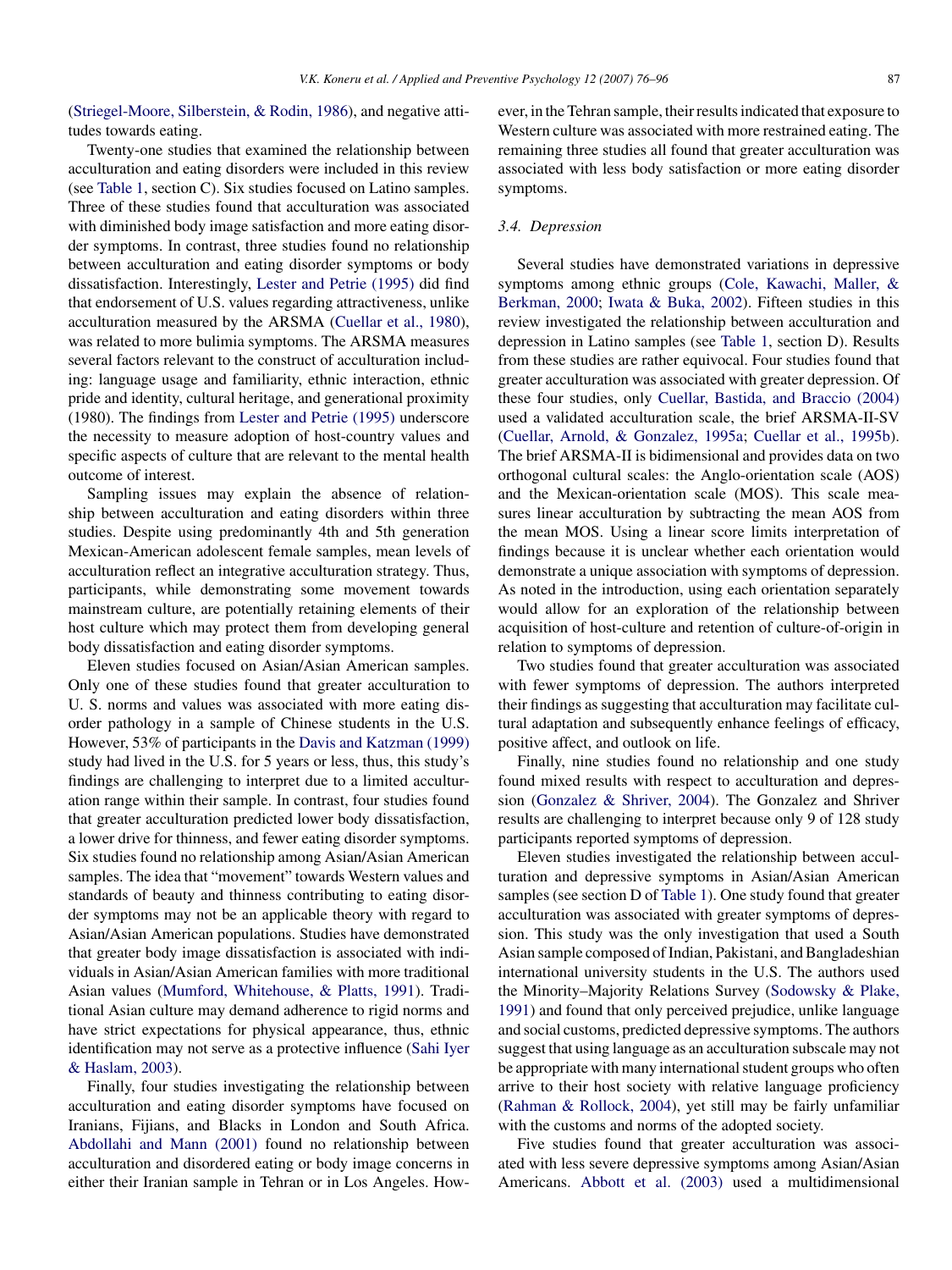(Striegel-Moore, Silberstein, & Rodin, 1986), and negative attitudes towards eating.

Twenty-one studies that examined the relationship between acculturation and eating disorders were included in this review (see Table 1, section C). Six studies focused on Latino samples. Three of these studies found that acculturation was associated with diminished body image satisfaction and more eating disorder symptoms. In contrast, three studies found no relationship between acculturation and eating disorder symptoms or body dissatisfaction. Interestingly, Lester and Petrie (1995) did find that endorsement of U.S. values regarding attractiveness, unlike acculturation measured by the ARSMA (Cuellar et al., 1980), was related to more bulimia symptoms. The ARSMA measures several factors relevant to the construct of acculturation including: language usage and familiarity, ethnic interaction, ethnic pride and identity, cultural heritage, and generational proximity (1980). The findings from Lester and Petrie (1995) underscore the necessity to measure adoption of host-country values and specific aspects of culture that are relevant to the mental health outcome of interest.

Sampling issues may explain the absence of relationship between acculturation and eating disorders within three studies. Despite using predominantly 4th and 5th generation Mexican-American adolescent female samples, mean levels of acculturation reflect an integrative acculturation strategy. Thus, participants, while demonstrating some movement towards mainstream culture, are potentially retaining elements of their host culture which may protect them from developing general body dissatisfaction and eating disorder symptoms.

Eleven studies focused on Asian/Asian American samples. Only one of these studies found that greater acculturation to U. S. norms and values was associated with more eating disorder pathology in a sample of Chinese students in the U.S. However, 53% of participants in the Davis and Katzman (1999) study had lived in the U.S. for 5 years or less, thus, this study's findings are challenging to interpret due to a limited acculturation range within their sample. In contrast, four studies found that greater acculturation predicted lower body dissatisfaction, a lower drive for thinness, and fewer eating disorder symptoms. Six studies found no relationship among Asian/Asian American samples. The idea that "movement" towards Western values and standards of beauty and thinness contributing to eating disorder symptoms may not be an applicable theory with regard to Asian/Asian American populations. Studies have demonstrated that greater body image dissatisfaction is associated with individuals in Asian/Asian American families with more traditional Asian values (Mumford, Whitehouse, & Platts, 1991). Traditional Asian culture may demand adherence to rigid norms and have strict expectations for physical appearance, thus, ethnic identification may not serve as a protective influence (Sahi Iyer & Haslam, 2003).

Finally, four studies investigating the relationship between acculturation and eating disorder symptoms have focused on Iranians, Fijians, and Blacks in London and South Africa. Abdollahi and Mann (2001) found no relationship between acculturation and disordered eating or body image concerns in either their Iranian sample in Tehran or in Los Angeles. However, in the Tehran sample, their results indicated that exposure to Western culture was associated with more restrained eating. The remaining three studies all found that greater acculturation was associated with less body satisfaction or more eating disorder symptoms.

### 3.4. Depression

Several studies have demonstrated variations in depressive symptoms among ethnic groups (Cole, Kawachi, Maller, & Berkman, 2000; Iwata & Buka, 2002). Fifteen studies in this review investigated the relationship between acculturation and depression in Latino samples (see Table 1, section D). Results from these studies are rather equivocal. Four studies found that greater acculturation was associated with greater depression. Of these four studies, only Cuellar, Bastida, and Braccio (2004) used a validated acculturation scale, the brief ARSMA-II-SV (Cuellar, Arnold, & Gonzalez, 1995a; Cuellar et al., 1995b). The brief ARSMA-II is bidimensional and provides data on two orthogonal cultural scales: the Anglo-orientation scale (AOS) and the Mexican-orientation scale (MOS). This scale measures linear acculturation by subtracting the mean AOS from the mean MOS. Using a linear score limits interpretation of findings because it is unclear whether each orientation would demonstrate a unique association with symptoms of depression. As noted in the introduction, using each orientation separately would allow for an exploration of the relationship between acquisition of host-culture and retention of culture-of-origin in relation to symptoms of depression.

Two studies found that greater acculturation was associated with fewer symptoms of depression. The authors interpreted their findings as suggesting that acculturation may facilitate cultural adaptation and subsequently enhance feelings of efficacy, positive affect, and outlook on life.

Finally, nine studies found no relationship and one study found mixed results with respect to acculturation and depression (Gonzalez & Shriver, 2004). The Gonzalez and Shriver results are challenging to interpret because only 9 of 128 study participants reported symptoms of depression.

Eleven studies investigated the relationship between acculturation and depressive symptoms in Asian/Asian American samples (see section D of Table 1). One study found that greater acculturation was associated with greater symptoms of depression. This study was the only investigation that used a South Asian sample composed of Indian, Pakistani, and Bangladeshian international university students in the U.S. The authors used the Minority–Majority Relations Survey (Sodowsky & Plake, 1991) and found that only perceived prejudice, unlike language and social customs, predicted depressive symptoms. The authors suggest that using language as an acculturation subscale may not be appropriate with many international student groups who often arrive to their host society with relative language proficiency (Rahman & Rollock, 2004), yet still may be fairly unfamiliar with the customs and norms of the adopted society.

Five studies found that greater acculturation was associated with less severe depressive symptoms among Asian/Asian Americans. Abbott et al. (2003) used a multidimensional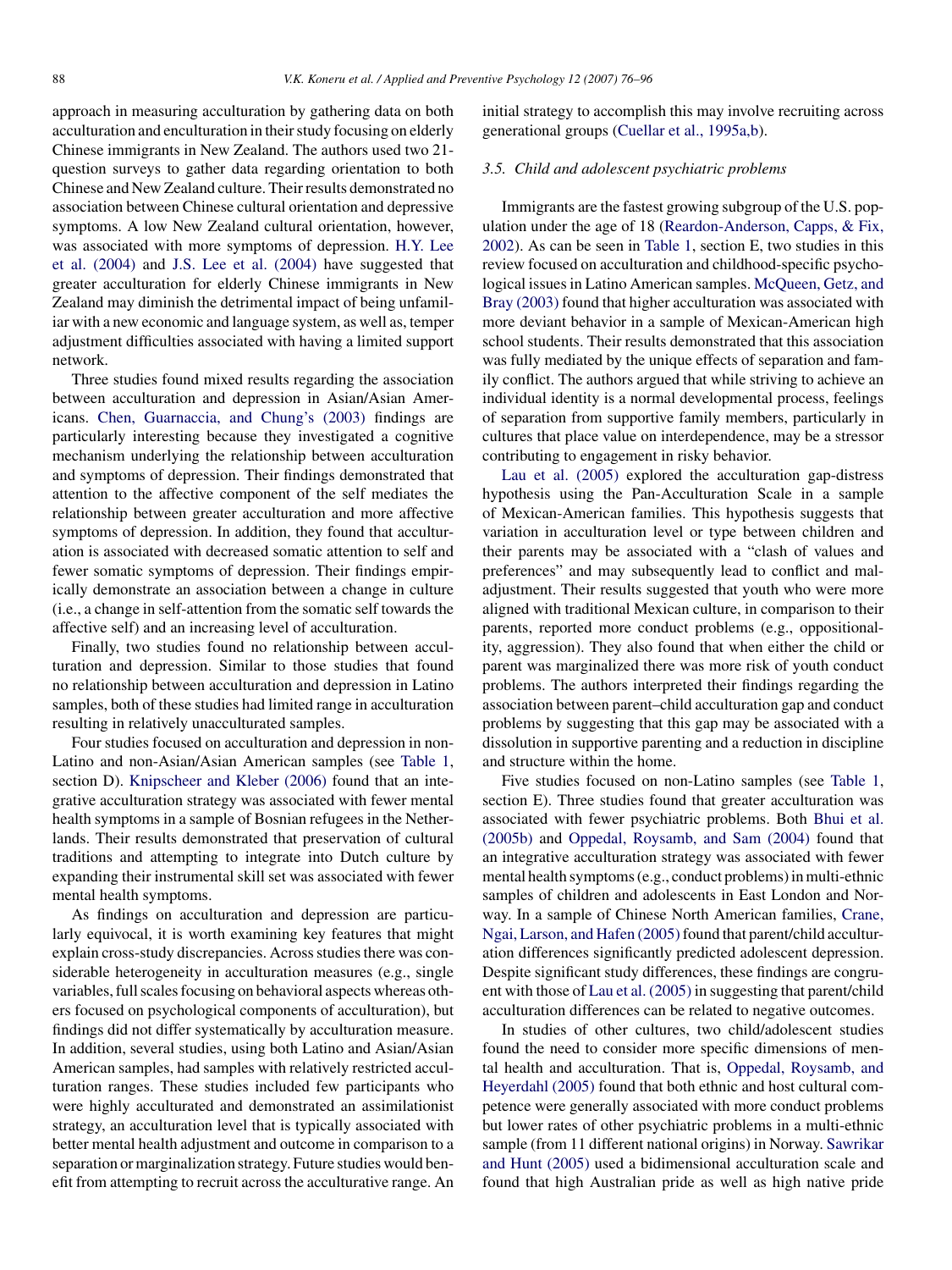approach in measuring acculturation by gathering data on both acculturation and enculturation in their study focusing on elderly Chinese immigrants in New Zealand. The authors used two 21-question surveys to gather data regarding orientation to both Chinese and New Zealand culture. Their results demonstrated no association between Chinese cultural orientation and depressive symptoms. A low New Zealand cultural orientation, however, was associated with more symptoms of depression. H.Y. Lee et al. (2004) and J.S. Lee et al. (2004) have suggested that greater acculturation for elderly Chinese immigrants in New Zealand may diminish the detrimental impact of being unfamiliar with a new economic and language system, as well as, temper adjustment difficulties associated with having a limited support network.

Three studies found mixed results regarding the association between acculturation and depression in Asian/Asian Americans. Chen, Guarnaccia, and Chung's (2003) findings are particularly interesting because they investigated a cognitive mechanism underlying the relationship between acculturation and symptoms of depression. Their findings demonstrated that attention to the affective component of the self mediates the relationship between greater acculturation and more affective symptoms of depression. In addition, they found that acculturation is associated with decreased somatic attention to self and fewer somatic symptoms of depression. Their findings empirically demonstrate an association between a change in culture (i.e., a change in self-attention from the somatic self towards the affective self) and an increasing level of acculturation.

Finally, two studies found no relationship between acculturation and depression. Similar to those studies that found no relationship between acculturation and depression in Latino samples, both of these studies had limited range in acculturation resulting in relatively unacculturated samples.

Four studies focused on acculturation and depression in non-Latino and non-Asian/Asian American samples (see Table 1, section D). Knipscheer and Kleber (2006) found that an integrative acculturation strategy was associated with fewer mental health symptoms in a sample of Bosnian refugees in the Netherlands. Their results demonstrated that preservation of cultural traditions and attempting to integrate into Dutch culture by expanding their instrumental skill set was associated with fewer mental health symptoms.

As findings on acculturation and depression are particularly equivocal, it is worth examining key features that might explain cross-study discrepancies. Across studies there was considerable heterogeneity in acculturation measures (e.g., single variables, full scales focusing on behavioral aspects whereas others focused on psychological components of acculturation), but findings did not differ systematically by acculturation measure. In addition, several studies, using both Latino and Asian/Asian American samples, had samples with relatively restricted acculturation ranges. These studies included few participants who were highly acculturated and demonstrated an assimilationist strategy, an acculturation level that is typically associated with better mental health adjustment and outcome in comparison to a separation or marginalization strategy. Future studies would benefit from attempting to recruit across the acculturative range. An initial strategy to accomplish this may involve recruiting across generational groups (Cuellar et al., 1995a,b).

### 3.5. Child and adolescent psychiatric problems

Immigrants are the fastest growing subgroup of the U.S. population under the age of 18 (Reardon-Anderson, Capps, & Fix, 2002). As can be seen in Table 1, section E, two studies in this review focused on acculturation and childhood-specific psychological issues in Latino American samples. McQueen, Getz, and Bray (2003) found that higher acculturation was associated with more deviant behavior in a sample of Mexican-American high school students. Their results demonstrated that this association was fully mediated by the unique effects of separation and family conflict. The authors argued that while striving to achieve an individual identity is a normal developmental process, feelings of separation from supportive family members, particularly in cultures that place value on interdependence, may be a stressor contributing to engagement in risky behavior.

Lau et al. (2005) explored the acculturation gap-distress hypothesis using the Pan-Acculturation Scale in a sample of Mexican-American families. This hypothesis suggests that variation in acculturation level or type between children and their parents may be associated with a "clash of values and preferences" and may subsequently lead to conflict and maladjustment. Their results suggested that youth who were more aligned with traditional Mexican culture, in comparison to their parents, reported more conduct problems (e.g., oppositionality, aggression). They also found that when either the child or parent was marginalized there was more risk of youth conduct problems. The authors interpreted their findings regarding the association between parent–child acculturation gap and conduct problems by suggesting that this gap may be associated with a dissolution in supportive parenting and a reduction in discipline and structure within the home.

Five studies focused on non-Latino samples (see Table 1, section E). Three studies found that greater acculturation was associated with fewer psychiatric problems. Both Bhui et al. (2005b) and Oppedal, Roysamb, and Sam (2004) found that an integrative acculturation strategy was associated with fewer mental health symptoms (e.g., conduct problems) in multi-ethnic samples of children and adolescents in East London and Norway. In a sample of Chinese North American families, Crane, Ngai, Larson, and Hafen (2005) found that parent/child acculturation differences significantly predicted adolescent depression. Despite significant study differences, these findings are congruent with those of Lau et al. (2005) in suggesting that parent/child acculturation differences can be related to negative outcomes.

In studies of other cultures, two child/adolescent studies found the need to consider more specific dimensions of mental health and acculturation. That is, Oppedal, Roysamb, and Heyerdahl (2005) found that both ethnic and host cultural competence were generally associated with more conduct problems but lower rates of other psychiatric problems in a multi-ethnic sample (from 11 different national origins) in Norway. Sawrikar and Hunt (2005) used a bidimensional acculturation scale and found that high Australian pride as well as high native pride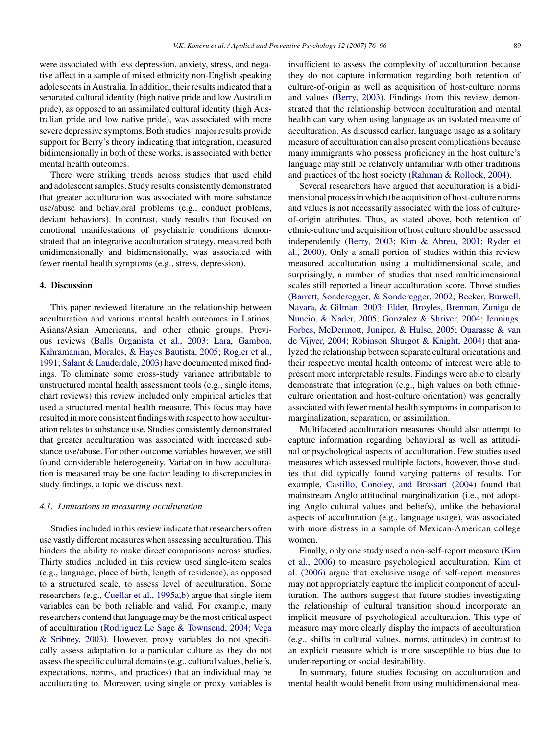were associated with less depression, anxiety, stress, and negative affect in a sample of mixed ethnicity non-English speaking adolescents in Australia. In addition, their results indicated that a separated cultural identity (high native pride and low Australian pride), as opposed to an assimilated cultural identity (high Australian pride and low native pride), was associated with more severe depressive symptoms. Both studies' major results provide support for Berry's theory indicating that integration, measured bidimensionally in both of these works, is associated with better mental health outcomes.

There were striking trends across studies that used child and adolescent samples. Study results consistently demonstrated that greater acculturation was associated with more substance use/abuse and behavioral problems (e.g., conduct problems, deviant behaviors). In contrast, study results that focused on emotional manifestations of psychiatric conditions demonstrated that an integrative acculturation strategy, measured both unidimensionally and bidimensionally, was associated with fewer mental health symptoms (e.g., stress, depression).

## 4. Discussion

This paper reviewed literature on the relationship between acculturation and various mental health outcomes in Latinos, Asians/Asian Americans, and other ethnic groups. Previous reviews (Balls Organista et al., 2003; Lara, Gamboa, Kahramanian, Morales, & Hayes Bautista, 2005; Rogler et al., 1991; Salant & Lauderdale, 2003) have documented mixed findings. To eliminate some cross-study variance attributable to unstructured mental health assessment tools (e.g., single items, chart reviews) this review included only empirical articles that used a structured mental health measure. This focus may have resulted in more consistent findings with respect to how acculturation relates to substance use. Studies consistently demonstrated that greater acculturation was associated with increased substance use/abuse. For other outcome variables however, we still found considerable heterogeneity. Variation in how acculturation is measured may be one factor leading to discrepancies in study findings, a topic we discuss next.

### 4.1. Limitations in measuring acculturation

Studies included in this review indicate that researchers often use vastly different measures when assessing acculturation. This hinders the ability to make direct comparisons across studies. Thirty studies included in this review used single-item scales (e.g., language, place of birth, length of residence), as opposed to a structured scale, to assess level of acculturation. Some researchers (e.g., Cuellar et al., 1995a,b) argue that single-item variables can be both reliable and valid. For example, many researchers contend that language may be the most critical aspect of acculturation (Rodriguez Le Sage & Townsend, 2004; Vega & Sribney, 2003). However, proxy variables do not specifically assess adaptation to a particular culture as they do not assess the specific cultural domains (e.g., cultural values, beliefs, expectations, norms, and practices) that an individual may be acculturating to. Moreover, using single or proxy variables is insufficient to assess the complexity of acculturation because they do not capture information regarding both retention of culture-of-origin as well as acquisition of host-culture norms and values (Berry, 2003). Findings from this review demonstrated that the relationship between acculturation and mental health can vary when using language as an isolated measure of acculturation. As discussed earlier, language usage as a solitary measure of acculturation can also present complications because many immigrants who possess proficiency in the host culture's language may still be relatively unfamiliar with other traditions and practices of the host society (Rahman & Rollock, 2004).

Several researchers have argued that acculturation is a bidimensional process in which the acquisition of host-culture norms and values is not necessarily associated with the loss of culture-of-origin attributes. Thus, as stated above, both retention of ethnic-culture and acquisition of host culture should be assessed independently (Berry, 2003; Kim & Abreu, 2001; Ryder et al., 2000). Only a small portion of studies within this review measured acculturation using a multidimensional scale, and surprisingly, a number of studies that used multidimensional scales still reported a linear acculturation score. Those studies (Barrett, Sonderegger, & Sonderegger, 2002; Becker, Burwell, Navara, & Gilman, 2003; Elder, Broyles, Brennan, Zuniga de Nuncio, & Nader, 2005; Gonzalez & Shriver, 2004; Jennings, Forbes, McDermott, Juniper, & Hulse, 2005; Ouarasse & van de Vijver, 2004; Robinson Shurgot & Knight, 2004) that analyzed the relationship between separate cultural orientations and their respective mental health outcome of interest were able to present more interpretable results. Findings were able to clearly demonstrate that integration (e.g., high values on both ethnic-culture orientation and host-culture orientation) was generally associated with fewer mental health symptoms in comparison to marginalization, separation, or assimilation.

Multifaceted acculturation measures should also attempt to capture information regarding behavioral as well as attitudinal or psychological aspects of acculturation. Few studies used measures which assessed multiple factors, however, those studies that did typically found varying patterns of results. For example, Castillo, Conoley, and Brossart (2004) found that mainstream Anglo attitudinal marginalization (i.e., not adopting Anglo cultural values and beliefs), unlike the behavioral aspects of acculturation (e.g., language usage), was associated with more distress in a sample of Mexican-American college women.

Finally, only one study used a non-self-report measure (Kim et al., 2006) to measure psychological acculturation. Kim et al. (2006) argue that exclusive usage of self-report measures may not appropriately capture the implicit component of acculturation. The authors suggest that future studies investigating the relationship of cultural transition should incorporate an implicit measure of psychological acculturation. This type of measure may more clearly display the impacts of acculturation (e.g., shifts in cultural values, norms, attitudes) in contrast to an explicit measure which is more susceptible to bias due to under-reporting or social desirability.

In summary, future studies focusing on acculturation and mental health would benefit from using multidimensional mea-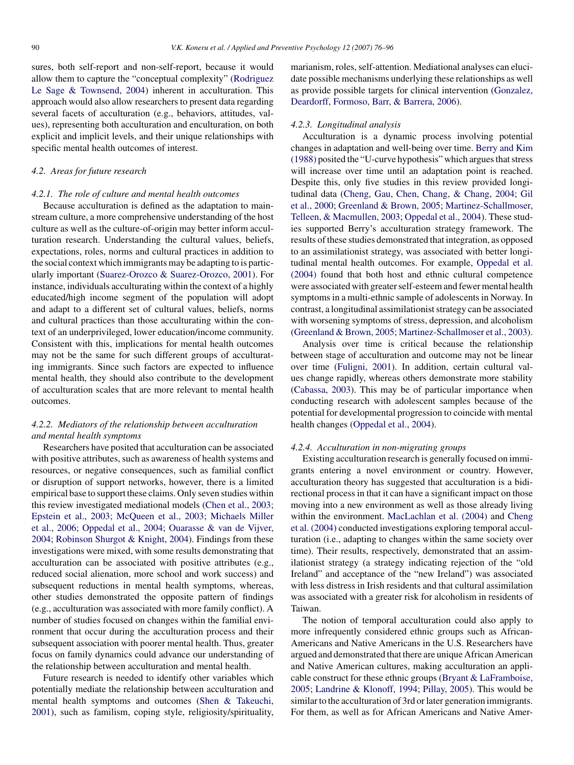sures, both self-report and non-self-report, because it would allow them to capture the "conceptual complexity" (Rodriguez Le Sage & Townsend, 2004) inherent in acculturation. This approach would also allow researchers to present data regarding several facets of acculturation (e.g., behaviors, attitudes, values), representing both acculturation and enculturation, on both explicit and implicit levels, and their unique relationships with specific mental health outcomes of interest.

### 4.2. Areas for future research

#### 4.2.1. The role of culture and mental health outcomes

Because acculturation is defined as the adaptation to mainstream culture, a more comprehensive understanding of the host culture as well as the culture-of-origin may better inform acculturation research. Understanding the cultural values, beliefs, expectations, roles, norms and cultural practices in addition to the social context which immigrants may be adapting to is particularly important (Suarez-Orozco & Suarez-Orozco, 2001). For instance, individuals acculturating within the context of a highly educated/high income segment of the population will adopt and adapt to a different set of cultural values, beliefs, norms and cultural practices than those acculturating within the context of an underprivileged, lower education/income community. Consistent with this, implications for mental health outcomes may not be the same for such different groups of acculturating immigrants. Since such factors are expected to influence mental health, they should also contribute to the development of acculturation scales that are more relevant to mental health outcomes.

#### 4.2.2. Mediators of the relationship between acculturation and mental health symptoms

Researchers have posited that acculturation can be associated with positive attributes, such as awareness of health systems and resources, or negative consequences, such as familial conflict or disruption of support networks, however, there is a limited empirical base to support these claims. Only seven studies within this review investigated mediational models (Chen et al., 2003; Epstein et al., 2003; McQueen et al., 2003; Michaels Miller et al., 2006; Oppedal et al., 2004; Ouarasse & van de Vijver, 2004; Robinson Shurgot & Knight, 2004). Findings from these investigations were mixed, with some results demonstrating that acculturation can be associated with positive attributes (e.g., reduced social alienation, more school and work success) and subsequent reductions in mental health symptoms, whereas, other studies demonstrated the opposite pattern of findings (e.g., acculturation was associated with more family conflict). A number of studies focused on changes within the familial environment that occur during the acculturation process and their subsequent association with poorer mental health. Thus, greater focus on family dynamics could advance our understanding of the relationship between acculturation and mental health.

Future research is needed to identify other variables which potentially mediate the relationship between acculturation and mental health symptoms and outcomes (Shen & Takeuchi, 2001), such as familism, coping style, religiosity/spirituality, marianism, roles, self-attention. Mediational analyses can elucidate possible mechanisms underlying these relationships as well as provide possible targets for clinical intervention (Gonzalez, Deardorff, Formoso, Barr, & Barrera, 2006).

#### 4.2.3. Longitudinal analysis

Acculturation is a dynamic process involving potential changes in adaptation and well-being over time. Berry and Kim (1988) posited the "U-curve hypothesis" which argues that stress will increase over time until an adaptation point is reached. Despite this, only five studies in this review provided longitudinal data (Cheng, Gau, Chen, Chang, & Chang, 2004; Gil et al., 2000; Greenland & Brown, 2005; Martinez-Schallmoser, Telleen, & Macmullen, 2003; Oppedal et al., 2004). These studies supported Berry's acculturation strategy framework. The results of these studies demonstrated that integration, as opposed to an assimilationist strategy, was associated with better longitudinal mental health outcomes. For example, Oppedal et al. (2004) found that both host and ethnic cultural competence were associated with greater self-esteem and fewer mental health symptoms in a multi-ethnic sample of adolescents in Norway. In contrast, a longitudinal assimilationist strategy can be associated with worsening symptoms of stress, depression, and alcoholism (Greenland & Brown, 2005; Martinez-Schallmoser et al., 2003).

Analysis over time is critical because the relationship between stage of acculturation and outcome may not be linear over time (Fuligni, 2001). In addition, certain cultural values change rapidly, whereas others demonstrate more stability (Cabassa, 2003). This may be of particular importance when conducting research with adolescent samples because of the potential for developmental progression to coincide with mental health changes (Oppedal et al., 2004).

#### 4.2.4. Acculturation in non-migrating groups

Existing acculturation research is generally focused on immigrants entering a novel environment or country. However, acculturation theory has suggested that acculturation is a bidirectional process in that it can have a significant impact on those moving into a new environment as well as those already living within the environment. MacLachlan et al. (2004) and Cheng et al. (2004) conducted investigations exploring temporal acculturation (i.e., adapting to changes within the same society over time). Their results, respectively, demonstrated that an assimilationist strategy (a strategy indicating rejection of the "old Ireland" and acceptance of the "new Ireland") was associated with less distress in Irish residents and that cultural assimilation was associated with a greater risk for alcoholism in residents of Taiwan.

The notion of temporal acculturation could also apply to more infrequently considered ethnic groups such as African-Americans and Native Americans in the U.S. Researchers have argued and demonstrated that there are unique African American and Native American cultures, making acculturation an applicable construct for these ethnic groups (Bryant & LaFramboise, 2005; Landrine & Klonoff, 1994; Pillay, 2005). This would be similar to the acculturation of 3rd or later generation immigrants. For them, as well as for African Americans and Native Amer-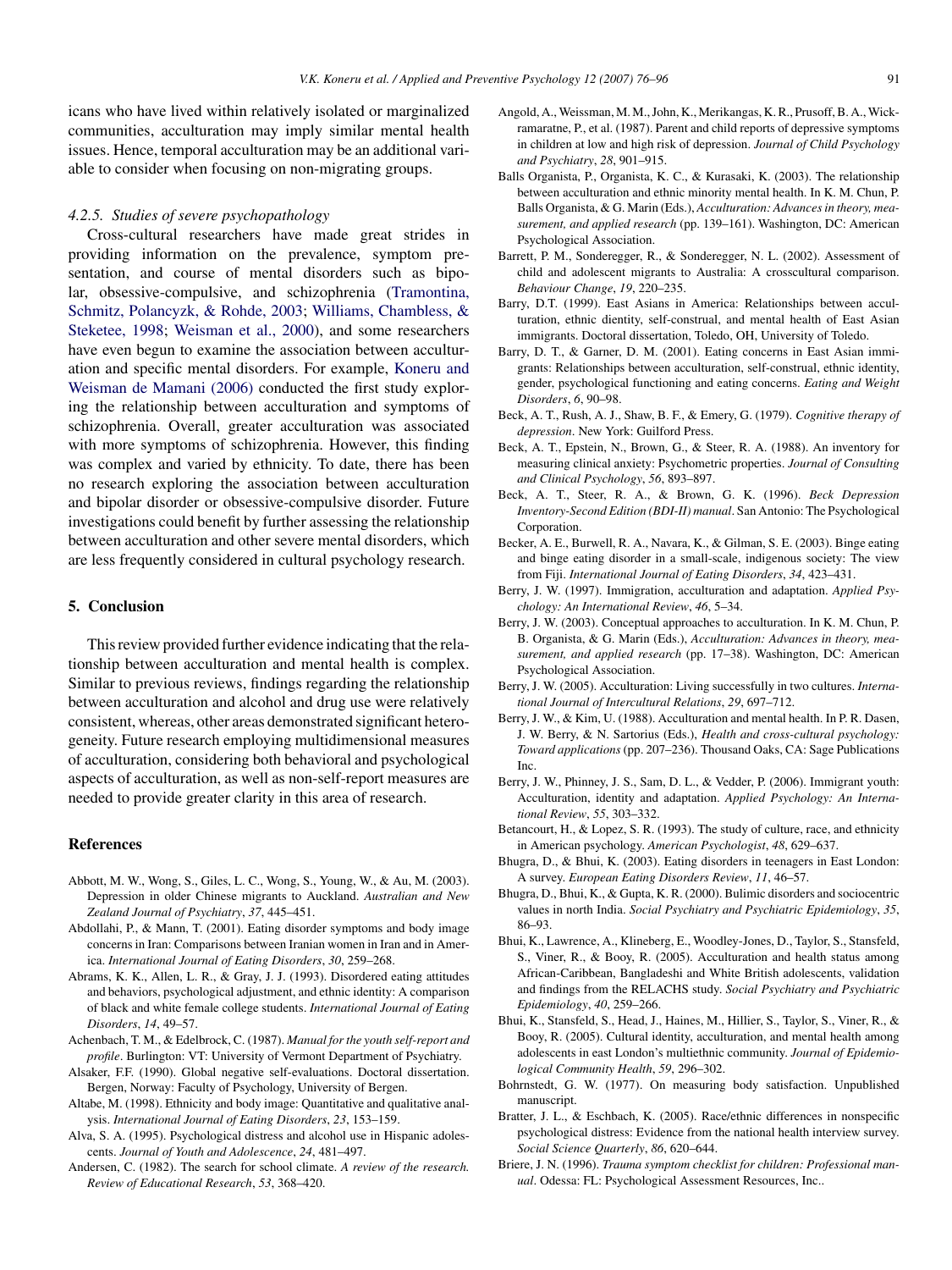icans who have lived within relatively isolated or marginalized communities, acculturation may imply similar mental health issues. Hence, temporal acculturation may be an additional variable to consider when focusing on non-migrating groups.

#### *4.2.5. Studies of severe psychopathology*

Cross-cultural researchers have made great strides in providing information on the prevalence, symptom presentation, and course of mental disorders such as bipolar, obsessive-compulsive, and schizophrenia (Tramontina, Schmitz, Polancyzk, & Rohde, 2003; Williams, Chambless, & Steketee, 1998; Weisman et al., 2000), and some researchers have even begun to examine the association between acculturation and specific mental disorders. For example, Koneru and Weisman de Mamani (2006) conducted the first study exploring the relationship between acculturation and symptoms of schizophrenia. Overall, greater acculturation was associated with more symptoms of schizophrenia. However, this finding was complex and varied by ethnicity. To date, there has been no research exploring the association between acculturation and bipolar disorder or obsessive-compulsive disorder. Future investigations could benefit by further assessing the relationship between acculturation and other severe mental disorders, which are less frequently considered in cultural psychology research.

## 5. Conclusion

This review provided further evidence indicating that the relationship between acculturation and mental health is complex. Similar to previous reviews, findings regarding the relationship between acculturation and alcohol and drug use were relatively consistent, whereas, other areas demonstrated significant heterogeneity. Future research employing multidimensional measures of acculturation, considering both behavioral and psychological aspects of acculturation, as well as non-self-report measures are needed to provide greater clarity in this area of research.

## References

Abbott, M. W., Wong, S., Giles, L. C., Wong, S., Young, W., & Au, M. (2003). Depression in older Chinese migrants to Auckland. *Australian and New Zealand Journal of Psychiatry*, *37*, 445–451.

Abdollahi, P., & Mann, T. (2001). Eating disorder symptoms and body image concerns in Iran: Comparisons between Iranian women in Iran and in America. *International Journal of Eating Disorders*, *30*, 259–268.

Abrams, K. K., Allen, L. R., & Gray, J. J. (1993). Disordered eating attitudes and behaviors, psychological adjustment, and ethnic identity: A comparison of black and white female college students. *International Journal of Eating Disorders*, *14*, 49–57.

Achenbach, T. M., & Edelbrock, C. (1987). *Manual for the youth self-report and profile*. Burlington: VT: University of Vermont Department of Psychiatry.

Alsaker, F.F. (1990). Global negative self-evaluations. Doctoral dissertation. Bergen, Norway: Faculty of Psychology, University of Bergen.

Altabe, M. (1998). Ethnicity and body image: Quantitative and qualitative analysis. *International Journal of Eating Disorders*, *23*, 153–159.

Alva, S. A. (1995). Psychological distress and alcohol use in Hispanic adolescents. *Journal of Youth and Adolescence*, *24*, 481–497.

Andersen, C. (1982). The search for school climate. *A review of the research. Review of Educational Research*, *53*, 368–420.

Angold, A., Weissman, M. M., John, K., Merikangas, K. R., Prusoff, B. A., Wickramaratne, P., et al. (1987). Parent and child reports of depressive symptoms in children at low and high risk of depression. *Journal of Child Psychology and Psychiatry*, *28*, 901–915.

Balls Organista, P., Organista, K. C., & Kurasaki, K. (2003). The relationship between acculturation and ethnic minority mental health. In K. M. Chun, P. Balls Organista, & G. Marin (Eds.), *Acculturation: Advances in theory, measurement, and applied research* (pp. 139–161). Washington, DC: American Psychological Association.

Barrett, P. M., Sonderegger, R., & Sonderegger, N. L. (2002). Assessment of child and adolescent migrants to Australia: A crosscultural comparison. *Behaviour Change*, *19*, 220–235.

Barry, D.T. (1999). East Asians in America: Relationships between acculturation, ethnic dientity, self-construal, and mental health of East Asian immigrants. Doctoral dissertation, Toledo, OH, University of Toledo.

Barry, D. T., & Garner, D. M. (2001). Eating concerns in East Asian immigrants: Relationships between acculturation, self-construal, ethnic identity, gender, psychological functioning and eating concerns. *Eating and Weight Disorders*, *6*, 90–98.

Beck, A. T., Rush, A. J., Shaw, B. F., & Emery, G. (1979). *Cognitive therapy of depression*. New York: Guilford Press.

Beck, A. T., Epstein, N., Brown, G., & Steer, R. A. (1988). An inventory for measuring clinical anxiety: Psychometric properties. *Journal of Consulting and Clinical Psychology*, *56*, 893–897.

Beck, A. T., Steer, R. A., & Brown, G. K. (1996). *Beck Depression Inventory-Second Edition (BDI-II) manual*. San Antonio: The Psychological Corporation.

Becker, A. E., Burwell, R. A., Navara, K., & Gilman, S. E. (2003). Binge eating and binge eating disorder in a small-scale, indigenous society: The view from Fiji. *International Journal of Eating Disorders*, *34*, 423–431.

Berry, J. W. (1997). Immigration, acculturation and adaptation. *Applied Psychology: An International Review*, *46*, 5–34.

Berry, J. W. (2003). Conceptual approaches to acculturation. In K. M. Chun, P. B. Organista, & G. Marin (Eds.), *Acculturation: Advances in theory, measurement, and applied research* (pp. 17–38). Washington, DC: American Psychological Association.

Berry, J. W. (2005). Acculturation: Living successfully in two cultures. *International Journal of Intercultural Relations*, *29*, 697–712.

Berry, J. W., & Kim, U. (1988). Acculturation and mental health. In P. R. Dasen, J. W. Berry, & N. Sartorius (Eds.), *Health and cross-cultural psychology: Toward applications* (pp. 207–236). Thousand Oaks, CA: Sage Publications Inc.

Berry, J. W., Phinney, J. S., Sam, D. L., & Vedder, P. (2006). Immigrant youth: Acculturation, identity and adaptation. *Applied Psychology: An International Review*, *55*, 303–332.

Betancourt, H., & Lopez, S. R. (1993). The study of culture, race, and ethnicity in American psychology. *American Psychologist*, *48*, 629–637.

Bhugra, D., & Bhui, K. (2003). Eating disorders in teenagers in East London: A survey. *European Eating Disorders Review*, *11*, 46–57.

Bhugra, D., Bhui, K., & Gupta, K. R. (2000). Bulimic disorders and sociocentric values in north India. *Social Psychiatry and Psychiatric Epidemiology*, *35*, 86–93.

Bhui, K., Lawrence, A., Klineberg, E., Woodley-Jones, D., Taylor, S., Stansfeld, S., Viner, R., & Booy, R. (2005). Acculturation and health status among African-Caribbean, Bangladeshi and White British adolescents, validation and findings from the RELACHS study. *Social Psychiatry and Psychiatric Epidemiology*, *40*, 259–266.

Bhui, K., Stansfeld, S., Head, J., Haines, M., Hillier, S., Taylor, S., Viner, R., & Booy, R. (2005). Cultural identity, acculturation, and mental health among adolescents in east London's multiethnic community. *Journal of Epidemiological Community Health*, *59*, 296–302.

Bohrnstedt, G. W. (1977). On measuring body satisfaction. Unpublished manuscript.

Bratter, J. L., & Eschbach, K. (2005). Race/ethnic differences in nonspecific psychological distress: Evidence from the national health interview survey. *Social Science Quarterly*, *86*, 620–644.

Briere, J. N. (1996). *Trauma symptom checklist for children: Professional manual*. Odessa: FL: Psychological Assessment Resources, Inc..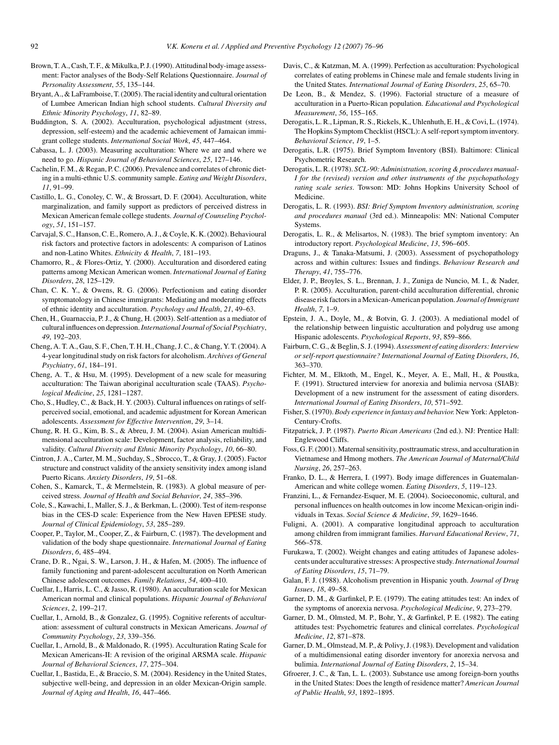Brown, T. A., Cash, T. F., & Mikulka, P. J. (1990). Attitudinal body-image assessment: Factor analyses of the Body-Self Relations Questionnaire. *Journal of Personality Assessment*, *55*, 135–144.

Bryant, A., & LaFramboise, T. (2005). The racial identity and cultural orientation of Lumbee American Indian high school students. *Cultural Diversity and Ethnic Minority Psychology*, *11*, 82–89.

Buddington, S. A. (2002). Acculturation, psychological adjustment (stress, depression, self-esteem) and the academic achievement of Jamaican immigrant college students. *International Social Work*, *45*, 447–464.

Cabassa, L. J. (2003). Measuring acculturation: Where we are and where we need to go. *Hispanic Journal of Behavioral Sciences*, *25*, 127–146.

Cachelin, F. M., & Regan, P. C. (2006). Prevalence and correlates of chronic dieting in a multi-ethnic U.S. community sample. *Eating and Weight Disorders*, *11*, 91–99.

Castillo, L. G., Conoley, C. W., & Brossart, D. F. (2004). Acculturation, white marginalization, and family support as predictors of perceived distress in Mexican American female college students. *Journal of Counseling Psychology*, *51*, 151–157.

Carvajal, S. C., Hanson, C. E., Romero, A. J., & Coyle, K. K. (2002). Behavioural risk factors and protective factors in adolescents: A comparison of Latinos and non-Latino Whites. *Ethnicity & Health*, *7*, 181–193.

Chamorro, R., & Flores-Ortiz, Y. (2000). Acculturation and disordered eating patterns among Mexican American women. *International Journal of Eating Disorders*, *28*, 125–129.

Chan, C. K. Y., & Owens, R. G. (2006). Perfectionism and eating disorder symptomatology in Chinese immigrants: Mediating and moderating effects of ethnic identity and acculturation. *Psychology and Health*, *21*, 49–63.

Chen, H., Guarnaccia, P. J., & Chung, H. (2003). Self-attention as a mediator of cultural influences on depression. *International Journal of Social Psychiatry*, *49*, 192–203.

Cheng, A. T. A., Gau, S. F., Chen, T. H. H., Chang, J. C., & Chang, Y. T. (2004). A 4-year longitudinal study on risk factors for alcoholism. *Archives of General Psychiatry*, *61*, 184–191.

Cheng, A. T., & Hsu, M. (1995). Development of a new scale for measuring acculturation: The Taiwan aboriginal acculturation scale (TAAS). *Psychological Medicine*, *25*, 1281–1287.

Cho, S., Hudley, C., & Back, H. Y. (2003). Cultural influences on ratings of self-perceived social, emotional, and academic adjustment for Korean American adolescents. *Assessment for Effective Intervention*, *29*, 3–14.

Chung, R. H. G., Kim, B. S., & Abreu, J. M. (2004). Asian American multidimensional acculturation scale: Development, factor analysis, reliability, and validity. *Cultural Diversity and Ethnic Minority Psychology*, *10*, 66–80.

Cintron, J. A., Carter, M. M., Suchday, S., Sbrocco, T., & Gray, J. (2005). Factor structure and construct validity of the anxiety sensitivity index among island Puerto Ricans. *Anxiety Disorders*, *19*, 51–68.

Cohen, S., Kamarck, T., & Mermelstein, R. (1983). A global measure of perceived stress. *Journal of Health and Social Behavior*, *24*, 385–396.

Cole, S., Kawachi, I., Maller, S. J., & Berkman, L. (2000). Test of item-response bias in the CES-D scale: Experience from the New Haven EPESE study. *Journal of Clinical Epidemiology*, *53*, 285–289.

Cooper, P., Taylor, M., Cooper, Z., & Fairburn, C. (1987). The development and validation of the body shape questionnaire. *International Journal of Eating Disorders*, *6*, 485–494.

Crane, D. R., Ngai, S. W., Larson, J. H., & Hafen, M. (2005). The influence of family functioning and parent-adolescent acculturation on North American Chinese adolescent outcomes. *Family Relations*, *54*, 400–410.

Cuellar, I., Harris, L. C., & Jasso, R. (1980). An acculturation scale for Mexican American normal and clinical populations. *Hispanic Journal of Behavioral Sciences*, *2*, 199–217.

Cuellar, I., Arnold, B., & Gonzalez, G. (1995). Cognitive referents of acculturation: assessment of cultural constructs in Mexican Americans. *Journal of Community Psychology*, *23*, 339–356.

Cuellar, I., Arnold, B., & Maldonado, R. (1995). Acculturation Rating Scale for Mexican Americans-II: A revision of the original ARSMA scale. *Hispanic Journal of Behavioral Sciences*, *17*, 275–304.

Cuellar, I., Bastida, E., & Braccio, S. M. (2004). Residency in the United States, subjective well-being, and depression in an older Mexican-Origin sample. *Journal of Aging and Health*, *16*, 447–466.

Davis, C., & Katzman, M. A. (1999). Perfection as acculturation: Psychological correlates of eating problems in Chinese male and female students living in the United States. *International Journal of Eating Disorders*, *25*, 65–70.

De Leon, B., & Mendez, S. (1996). Factorial structure of a measure of acculturation in a Puerto-Rican population. *Educational and Psychological Measurement*, *56*, 155–165.

Derogatis, L. R., Lipman, R. S., Rickels, K., Uhlenhuth, E. H., & Covi, L. (1974). The Hopkins Symptom Checklist (HSCL): A self-report symptom inventory. *Behavioral Science*, *19*, 1–5.

Derogatis, L.R. (1975). Brief Symptom Inventory (BSI). Baltimore: Clinical Psychometric Research.

Derogatis, L. R. (1978). *SCL-90: Administration, scoring & procedures manual-I for the (revised) version and other instruments of the psychopathology rating scale series*. Towson: MD: Johns Hopkins University School of Medicine.

Derogatis, L. R. (1993). *BSI: Brief Symptom Inventory administration, scoring and procedures manual* (3rd ed.). Minneapolis: MN: National Computer Systems.

Derogatis, L. R., & Melisartos, N. (1983). The brief symptom inventory: An introductory report. *Psychological Medicine*, *13*, 596–605.

Draguns, J., & Tanaka-Matsumi, J. (2003). Assessment of psychopathology across and within cultures: Issues and findings. *Behaviour Research and Therapy*, *41*, 755–776.

Elder, J. P., Broyles, S. L., Brennan, J. J., Zuniga de Nuncio, M. I., & Nader, P. R. (2005). Acculturation, parent-child acculturation differential, chronic disease risk factors in a Mexican-American population. *Journal of Immigrant Health*, *7*, 1–9.

Epstein, J. A., Doyle, M., & Botvin, G. J. (2003). A mediational model of the relationship between linguistic acculturation and polydrug use among Hispanic adolescents. *Psychological Reports*, *93*, 859–866.

Fairburn, C. G., & Beglin, S. J. (1994). *Assessment of eating disorders: Interview or self-report questionnaire? International Journal of Eating Disorders*, *16*, 363–370.

Fichter, M. M., Elktoth, M., Engel, K., Meyer, A. E., Mall, H., & Poustka, F. (1991). Structured interview for anorexia and bulimia nervosa (SIAB): Development of a new instrument for the assessment of eating disorders. *International Journal of Eating Disorders*, *10*, 571–592.

Fisher, S. (1970). *Body experience in fantasy and behavior.* New York: Appleton-Century-Crofts.

Fitzpatrick, J. P. (1987). *Puerto Rican Americans* (2nd ed.). NJ: Prentice Hall: Englewood Cliffs.

Foss, G. F. (2001). Maternal sensitivity, posttraumatic stress, and acculturation in Vietnamese and Hmong mothers. *The American Journal of Maternal/Child Nursing*, *26*, 257–263.

Franko, D. L., & Herrera, I. (1997). Body image differences in Guatemalan-American and white college women. *Eating Disorders*, *5*, 119–123.

Franzini, L., & Fernandez-Esquer, M. E. (2004). Socioeconomic, cultural, and personal influences on health outcomes in low income Mexican-origin individuals in Texas. *Social Science & Medicine*, *59*, 1629–1646.

Fuligni, A. (2001). A comparative longitudinal approach to acculturation among children from immigrant families. *Harvard Educational Review*, *71*, 566–578.

Furukawa, T. (2002). Weight changes and eating attitudes of Japanese adolescents under acculturative stresses: A prospective study. *International Journal of Eating Disorders*, *15*, 71–79.

Galan, F. J. (1988). Alcoholism prevention in Hispanic youth. *Journal of Drug Issues*, *18*, 49–58.

Garner, D. M., & Garfinkel, P. E. (1979). The eating attitudes test: An index of the symptoms of anorexia nervosa. *Psychological Medicine*, *9*, 273–279.

Garner, D. M., Olmsted, M. P., Bohr, Y., & Garfinkel, P. E. (1982). The eating attitudes test: Psychometric features and clinical correlates. *Psychological Medicine*, *12*, 871–878.

Garner, D. M., Olmstead, M. P., & Polivy, J. (1983). Development and validation of a multidimensional eating disorder inventory for anorexia nervosa and bulimia. *International Journal of Eating Disorders*, *2*, 15–34.

Gfroerer, J. C., & Tan, L. L. (2003). Substance use among foreign-born youths in the United States: Does the length of residence matter? *American Journal of Public Health*, *93*, 1892–1895.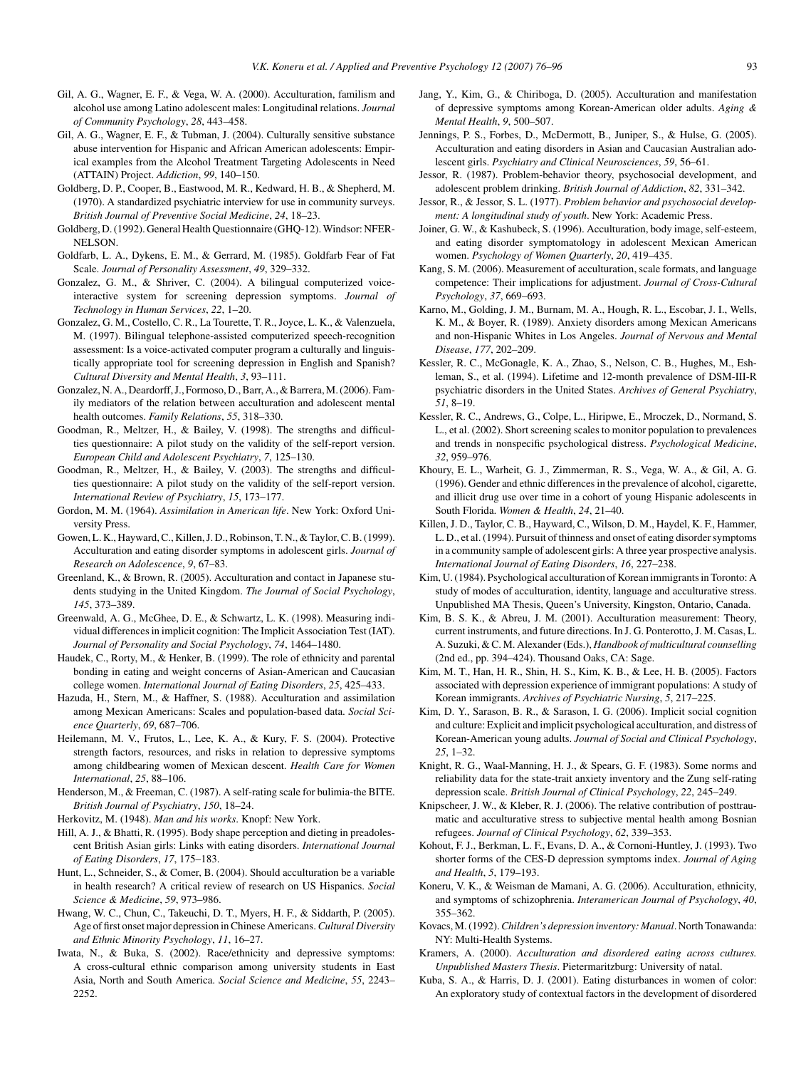Gil, A. G., Wagner, E. F., & Vega, W. A. (2000). Acculturation, familism and alcohol use among Latino adolescent males: Longitudinal relations. *Journal of Community Psychology*, *28*, 443–458.

Gil, A. G., Wagner, E. F., & Tubman, J. (2004). Culturally sensitive substance abuse intervention for Hispanic and African American adolescents: Empirical examples from the Alcohol Treatment Targeting Adolescents in Need (ATTAIN) Project. *Addiction*, *99*, 140–150.

Goldberg, D. P., Cooper, B., Eastwood, M. R., Kedward, H. B., & Shepherd, M. (1970). A standardized psychiatric interview for use in community surveys. *British Journal of Preventive Social Medicine*, *24*, 18–23.

Goldberg, D. (1992). General Health Questionnaire (GHQ-12). Windsor: NFER-NELSON.

Goldfarb, L. A., Dykens, E. M., & Gerrard, M. (1985). Goldfarb Fear of Fat Scale. *Journal of Personality Assessment*, *49*, 329–332.

Gonzalez, G. M., & Shriver, C. (2004). A bilingual computerized voice-interactive system for screening depression symptoms. *Journal of Technology in Human Services*, *22*, 1–20.

Gonzalez, G. M., Costello, C. R., La Tourette, T. R., Joyce, L. K., & Valenzuela, M. (1997). Bilingual telephone-assisted computerized speech-recognition assessment: Is a voice-activated computer program a culturally and linguistically appropriate tool for screening depression in English and Spanish? *Cultural Diversity and Mental Health*, *3*, 93–111.

Gonzalez, N. A., Deardorff, J., Formoso, D., Barr, A., & Barrera, M. (2006). Family mediators of the relation between acculturation and adolescent mental health outcomes. *Family Relations*, *55*, 318–330.

Goodman, R., Meltzer, H., & Bailey, V. (1998). The strengths and difficulties questionnaire: A pilot study on the validity of the self-report version. *European Child and Adolescent Psychiatry*, *7*, 125–130.

Goodman, R., Meltzer, H., & Bailey, V. (2003). The strengths and difficulties questionnaire: A pilot study on the validity of the self-report version. *International Review of Psychiatry*, *15*, 173–177.

Gordon, M. M. (1964). *Assimilation in American life*. New York: Oxford University Press.

Gowen, L. K., Hayward, C., Killen, J. D., Robinson, T. N., & Taylor, C. B. (1999). Acculturation and eating disorder symptoms in adolescent girls. *Journal of Research on Adolescence*, *9*, 67–83.

Greenland, K., & Brown, R. (2005). Acculturation and contact in Japanese students studying in the United Kingdom. *The Journal of Social Psychology*, *145*, 373–389.

Greenwald, A. G., McGhee, D. E., & Schwartz, L. K. (1998). Measuring individual differences in implicit cognition: The Implicit Association Test (IAT). *Journal of Personality and Social Psychology*, *74*, 1464–1480.

Haudek, C., Rorty, M., & Henker, B. (1999). The role of ethnicity and parental bonding in eating and weight concerns of Asian-American and Caucasian college women. *International Journal of Eating Disorders*, *25*, 425–433.

Hazuda, H., Stern, M., & Haffner, S. (1988). Acculturation and assimilation among Mexican Americans: Scales and population-based data. *Social Science Quarterly*, *69*, 687–706.

Heilemann, M. V., Frutos, L., Lee, K. A., & Kury, F. S. (2004). Protective strength factors, resources, and risks in relation to depressive symptoms among childbearing women of Mexican descent. *Health Care for Women International*, *25*, 88–106.

Henderson, M., & Freeman, C. (1987). A self-rating scale for bulimia-the BITE. *British Journal of Psychiatry*, *150*, 18–24.

Herkovitz, M. (1948). *Man and his works*. Knopf: New York.

Hill, A. J., & Bhatti, R. (1995). Body shape perception and dieting in preadolescent British Asian girls: Links with eating disorders. *International Journal of Eating Disorders*, *17*, 175–183.

Hunt, L., Schneider, S., & Comer, B. (2004). Should acculturation be a variable in health research? A critical review of research on US Hispanics. *Social Science & Medicine*, *59*, 973–986.

Hwang, W. C., Chun, C., Takeuchi, D. T., Myers, H. F., & Siddarth, P. (2005). Age of first onset major depression in Chinese Americans. *Cultural Diversity and Ethnic Minority Psychology*, *11*, 16–27.

Iwata, N., & Buka, S. (2002). Race/ethnicity and depressive symptoms: A cross-cultural ethnic comparison among university students in East Asia, North and South America. *Social Science and Medicine*, *55*, 2243–2252.

Jang, Y., Kim, G., & Chiriboga, D. (2005). Acculturation and manifestation of depressive symptoms among Korean-American older adults. *Aging & Mental Health*, *9*, 500–507.

Jennings, P. S., Forbes, D., McDermott, B., Juniper, S., & Hulse, G. (2005). Acculturation and eating disorders in Asian and Caucasian Australian adolescent girls. *Psychiatry and Clinical Neurosciences*, *59*, 56–61.

Jessor, R. (1987). Problem-behavior theory, psychosocial development, and adolescent problem drinking. *British Journal of Addiction*, *82*, 331–342.

Jessor, R., & Jessor, S. L. (1977). *Problem behavior and psychosocial development: A longitudinal study of youth*. New York: Academic Press.

Joiner, G. W., & Kashubeck, S. (1996). Acculturation, body image, self-esteem, and eating disorder symptomatology in adolescent Mexican American women. *Psychology of Women Quarterly*, *20*, 419–435.

Kang, S. M. (2006). Measurement of acculturation, scale formats, and language competence: Their implications for adjustment. *Journal of Cross-Cultural Psychology*, *37*, 669–693.

Karno, M., Golding, J. M., Burnam, M. A., Hough, R. L., Escobar, J. I., Wells, K. M., & Boyer, R. (1989). Anxiety disorders among Mexican Americans and non-Hispanic Whites in Los Angeles. *Journal of Nervous and Mental Disease*, *177*, 202–209.

Kessler, R. C., McGonagle, K. A., Zhao, S., Nelson, C. B., Hughes, M., Eshleman, S., et al. (1994). Lifetime and 12-month prevalence of DSM-III-R psychiatric disorders in the United States. *Archives of General Psychiatry*, *51*, 8–19.

Kessler, R. C., Andrews, G., Colpe, L., Hiripwe, E., Mroczek, D., Normand, S. L., et al. (2002). Short screening scales to monitor population to prevalences and trends in nonspecific psychological distress. *Psychological Medicine*, *32*, 959–976.

Khoury, E. L., Warheit, G. J., Zimmerman, R. S., Vega, W. A., & Gil, A. G. (1996). Gender and ethnic differences in the prevalence of alcohol, cigarette, and illicit drug use over time in a cohort of young Hispanic adolescents in South Florida. *Women & Health*, *24*, 21–40.

Killen, J. D., Taylor, C. B., Hayward, C., Wilson, D. M., Haydel, K. F., Hammer, L. D., et al. (1994). Pursuit of thinness and onset of eating disorder symptoms in a community sample of adolescent girls: A three year prospective analysis. *International Journal of Eating Disorders*, *16*, 227–238.

Kim, U. (1984). Psychological acculturation of Korean immigrants in Toronto: A study of modes of acculturation, identity, language and acculturative stress. Unpublished MA Thesis, Queen's University, Kingston, Ontario, Canada.

Kim, B. S. K., & Abreu, J. M. (2001). Acculturation measurement: Theory, current instruments, and future directions. In J. G. Ponterotto, J. M. Casas, L. A. Suzuki, & C. M. Alexander (Eds.), *Handbook of multicultural counselling* (2nd ed., pp. 394–424). Thousand Oaks, CA: Sage.

Kim, M. T., Han, H. R., Shin, H. S., Kim, K. B., & Lee, H. B. (2005). Factors associated with depression experience of immigrant populations: A study of Korean immigrants. *Archives of Psychiatric Nursing*, *5*, 217–225.

Kim, D. Y., Sarason, B. R., & Sarason, I. G. (2006). Implicit social cognition and culture: Explicit and implicit psychological acculturation, and distress of Korean-American young adults. *Journal of Social and Clinical Psychology*, *25*, 1–32.

Knight, R. G., Waal-Manning, H. J., & Spears, G. F. (1983). Some norms and reliability data for the state-trait anxiety inventory and the Zung self-rating depression scale. *British Journal of Clinical Psychology*, *22*, 245–249.

Knipscheer, J. W., & Kleber, R. J. (2006). The relative contribution of posttraumatic and acculturative stress to subjective mental health among Bosnian refugees. *Journal of Clinical Psychology*, *62*, 339–353.

Kohout, F. J., Berkman, L. F., Evans, D. A., & Cornoni-Huntley, J. (1993). Two shorter forms of the CES-D depression symptoms index. *Journal of Aging and Health*, *5*, 179–193.

Koneru, V. K., & Weisman de Mamani, A. G. (2006). Acculturation, ethnicity, and symptoms of schizophrenia. *Interamerican Journal of Psychology*, *40*, 355–362.

Kovacs, M. (1992). *Children's depression inventory: Manual*. North Tonawanda: NY: Multi-Health Systems.

Kramers, A. (2000). *Acculturation and disordered eating across cultures. Unpublished Masters Thesis*. Pietermaritzburg: University of natal.

Kuba, S. A., & Harris, D. J. (2001). Eating disturbances in women of color: An exploratory study of contextual factors in the development of disordered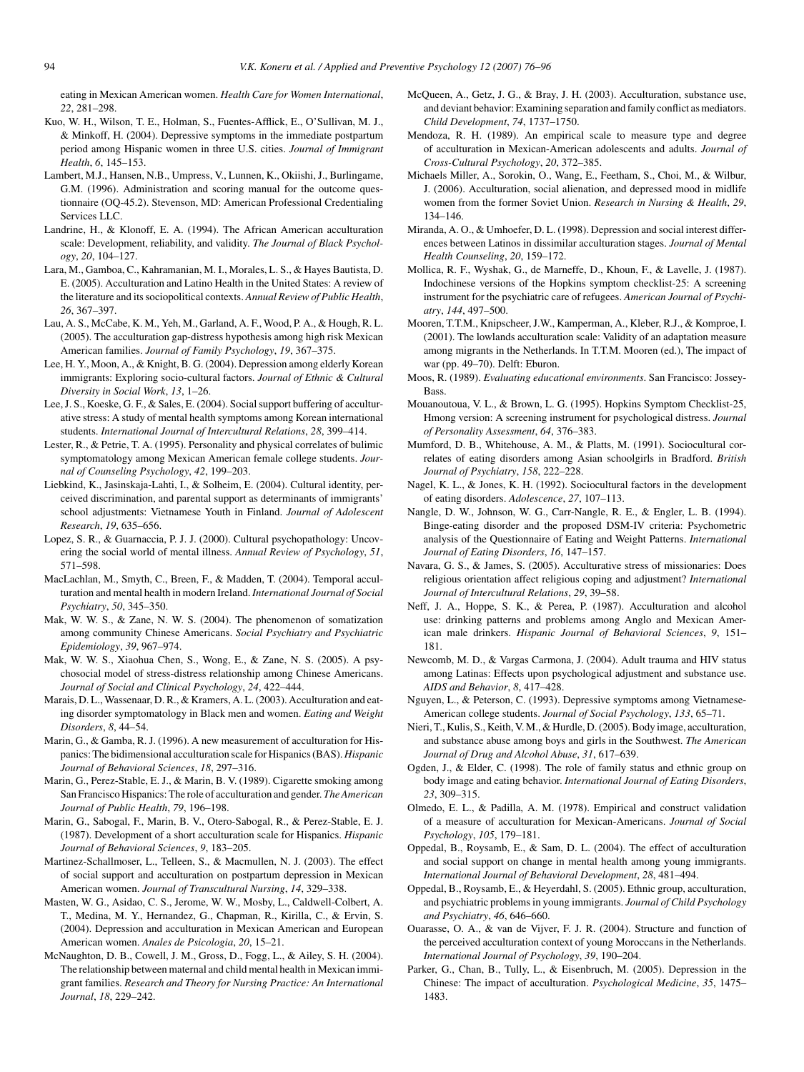eating in Mexican American women. *Health Care for Women International*, *22*, 281–298.

Kuo, W. H., Wilson, T. E., Holman, S., Fuentes-Afflick, E., O'Sullivan, M. J., & Minkoff, H. (2004). Depressive symptoms in the immediate postpartum period among Hispanic women in three U.S. cities. *Journal of Immigrant Health*, *6*, 145–153.

Lambert, M.J., Hansen, N.B., Umpress, V., Lunnen, K., Okiishi, J., Burlingame, G.M. (1996). Administration and scoring manual for the outcome questionnaire (OQ-45.2). Stevenson, MD: American Professional Credentialing Services LLC.

Landrine, H., & Klonoff, E. A. (1994). The African American acculturation scale: Development, reliability, and validity. *The Journal of Black Psychology*, *20*, 104–127.

Lara, M., Gamboa, C., Kahramanian, M. I., Morales, L. S., & Hayes Bautista, D. E. (2005). Acculturation and Latino Health in the United States: A review of the literature and its sociopolitical contexts. *Annual Review of Public Health*, *26*, 367–397.

Lau, A. S., McCabe, K. M., Yeh, M., Garland, A. F., Wood, P. A., & Hough, R. L. (2005). The acculturation gap-distress hypothesis among high risk Mexican American families. *Journal of Family Psychology*, *19*, 367–375.

Lee, H. Y., Moon, A., & Knight, B. G. (2004). Depression among elderly Korean immigrants: Exploring socio-cultural factors. *Journal of Ethnic & Cultural Diversity in Social Work*, *13*, 1–26.

Lee, J. S., Koeske, G. F., & Sales, E. (2004). Social support buffering of acculturative stress: A study of mental health symptoms among Korean international students. *International Journal of Intercultural Relations*, *28*, 399–414.

Lester, R., & Petrie, T. A. (1995). Personality and physical correlates of bulimic symptomatology among Mexican American female college students. *Journal of Counseling Psychology*, *42*, 199–203.

Liebkind, K., Jasinskaja-Lahti, I., & Solheim, E. (2004). Cultural identity, perceived discrimination, and parental support as determinants of immigrants' school adjustments: Vietnamese Youth in Finland. *Journal of Adolescent Research*, *19*, 635–656.

Lopez, S. R., & Guarnaccia, P. J. J. (2000). Cultural psychopathology: Uncovering the social world of mental illness. *Annual Review of Psychology*, *51*, 571–598.

MacLachlan, M., Smyth, C., Breen, F., & Madden, T. (2004). Temporal acculturation and mental health in modern Ireland. *International Journal of Social Psychiatry*, *50*, 345–350.

Mak, W. W. S., & Zane, N. W. S. (2004). The phenomenon of somatization among community Chinese Americans. *Social Psychiatry and Psychiatric Epidemiology*, *39*, 967–974.

Mak, W. W. S., Xiaohua Chen, S., Wong, E., & Zane, N. S. (2005). A psychosocial model of stress-distress relationship among Chinese Americans. *Journal of Social and Clinical Psychology*, *24*, 422–444.

Marais, D. L., Wassenaar, D. R., & Kramers, A. L. (2003). Acculturation and eating disorder symptomatology in Black men and women. *Eating and Weight Disorders*, *8*, 44–54.

Marin, G., & Gamba, R. J. (1996). A new measurement of acculturation for Hispanics: The bidimensional acculturation scale for Hispanics (BAS). *Hispanic Journal of Behavioral Sciences*, *18*, 297–316.

Marin, G., Perez-Stable, E. J., & Marin, B. V. (1989). Cigarette smoking among San Francisco Hispanics: The role of acculturation and gender. *The American Journal of Public Health*, *79*, 196–198.

Marin, G., Sabogal, F., Marin, B. V., Otero-Sabogal, R., & Perez-Stable, E. J. (1987). Development of a short acculturation scale for Hispanics. *Hispanic Journal of Behavioral Sciences*, *9*, 183–205.

Martinez-Schallmoser, L., Telleen, S., & Macmullen, N. J. (2003). The effect of social support and acculturation on postpartum depression in Mexican American women. *Journal of Transcultural Nursing*, *14*, 329–338.

Masten, W. G., Asidao, C. S., Jerome, W. W., Mosby, L., Caldwell-Colbert, A. T., Medina, M. Y., Hernandez, G., Chapman, R., Kirilla, C., & Ervin, S. (2004). Depression and acculturation in Mexican American and European American women. *Anales de Psicologia*, *20*, 15–21.

McNaughton, D. B., Cowell, J. M., Gross, D., Fogg, L., & Ailey, S. H. (2004). The relationship between maternal and child mental health in Mexican immigrant families. *Research and Theory for Nursing Practice: An International Journal*, *18*, 229–242.

McQueen, A., Getz, J. G., & Bray, J. H. (2003). Acculturation, substance use, and deviant behavior: Examining separation and family conflict as mediators. *Child Development*, *74*, 1737–1750.

Mendoza, R. H. (1989). An empirical scale to measure type and degree of acculturation in Mexican-American adolescents and adults. *Journal of Cross-Cultural Psychology*, *20*, 372–385.

Michaels Miller, A., Sorokin, O., Wang, E., Feetham, S., Choi, M., & Wilbur, J. (2006). Acculturation, social alienation, and depressed mood in midlife women from the former Soviet Union. *Research in Nursing & Health*, *29*, 134–146.

Miranda, A. O., & Umhoefer, D. L. (1998). Depression and social interest differences between Latinos in dissimilar acculturation stages. *Journal of Mental Health Counseling*, *20*, 159–172.

Mollica, R. F., Wyshak, G., de Marneffe, D., Khoun, F., & Lavelle, J. (1987). Indochinese versions of the Hopkins symptom checklist-25: A screening instrument for the psychiatric care of refugees. *American Journal of Psychiatry*, *144*, 497–500.

Mooren, T.T.M., Knipscheer, J.W., Kamperman, A., Kleber, R.J., & Komproe, I. (2001). The lowlands acculturation scale: Validity of an adaptation measure among migrants in the Netherlands. In T.T.M. Mooren (ed.), The impact of war (pp. 49–70). Delft: Eburon.

Moos, R. (1989). *Evaluating educational environments*. San Francisco: Jossey-Bass.

Mouanoutoua, V. L., & Brown, L. G. (1995). Hopkins Symptom Checklist-25, Hmong version: A screening instrument for psychological distress. *Journal of Personality Assessment*, *64*, 376–383.

Mumford, D. B., Whitehouse, A. M., & Platts, M. (1991). Sociocultural correlates of eating disorders among Asian schoolgirls in Bradford. *British Journal of Psychiatry*, *158*, 222–228.

Nagel, K. L., & Jones, K. H. (1992). Sociocultural factors in the development of eating disorders. *Adolescence*, *27*, 107–113.

Nangle, D. W., Johnson, W. G., Carr-Nangle, R. E., & Engler, L. B. (1994). Binge-eating disorder and the proposed DSM-IV criteria: Psychometric analysis of the Questionnaire of Eating and Weight Patterns. *International Journal of Eating Disorders*, *16*, 147–157.

Navara, G. S., & James, S. (2005). Acculturative stress of missionaries: Does religious orientation affect religious coping and adjustment? *International Journal of Intercultural Relations*, *29*, 39–58.

Neff, J. A., Hoppe, S. K., & Perea, P. (1987). Acculturation and alcohol use: drinking patterns and problems among Anglo and Mexican American male drinkers. *Hispanic Journal of Behavioral Sciences*, *9*, 151–181.

Newcomb, M. D., & Vargas Carmona, J. (2004). Adult trauma and HIV status among Latinas: Effects upon psychological adjustment and substance use. *AIDS and Behavior*, *8*, 417–428.

Nguyen, L., & Peterson, C. (1993). Depressive symptoms among Vietnamese-American college students. *Journal of Social Psychology*, *133*, 65–71.

Nieri, T., Kulis, S., Keith, V. M., & Hurdle, D. (2005). Body image, acculturation, and substance abuse among boys and girls in the Southwest. *The American Journal of Drug and Alcohol Abuse*, *31*, 617–639.

Ogden, J., & Elder, C. (1998). The role of family status and ethnic group on body image and eating behavior. *International Journal of Eating Disorders*, *23*, 309–315.

Olmedo, E. L., & Padilla, A. M. (1978). Empirical and construct validation of a measure of acculturation for Mexican-Americans. *Journal of Social Psychology*, *105*, 179–181.

Oppedal, B., Roysamb, E., & Sam, D. L. (2004). The effect of acculturation and social support on change in mental health among young immigrants. *International Journal of Behavioral Development*, *28*, 481–494.

Oppedal, B., Roysamb, E., & Heyerdahl, S. (2005). Ethnic group, acculturation, and psychiatric problems in young immigrants. *Journal of Child Psychology and Psychiatry*, *46*, 646–660.

Ouarasse, O. A., & van de Vijver, F. J. R. (2004). Structure and function of the perceived acculturation context of young Moroccans in the Netherlands. *International Journal of Psychology*, *39*, 190–204.

Parker, G., Chan, B., Tully, L., & Eisenbruch, M. (2005). Depression in the Chinese: The impact of acculturation. *Psychological Medicine*, *35*, 1475–1483.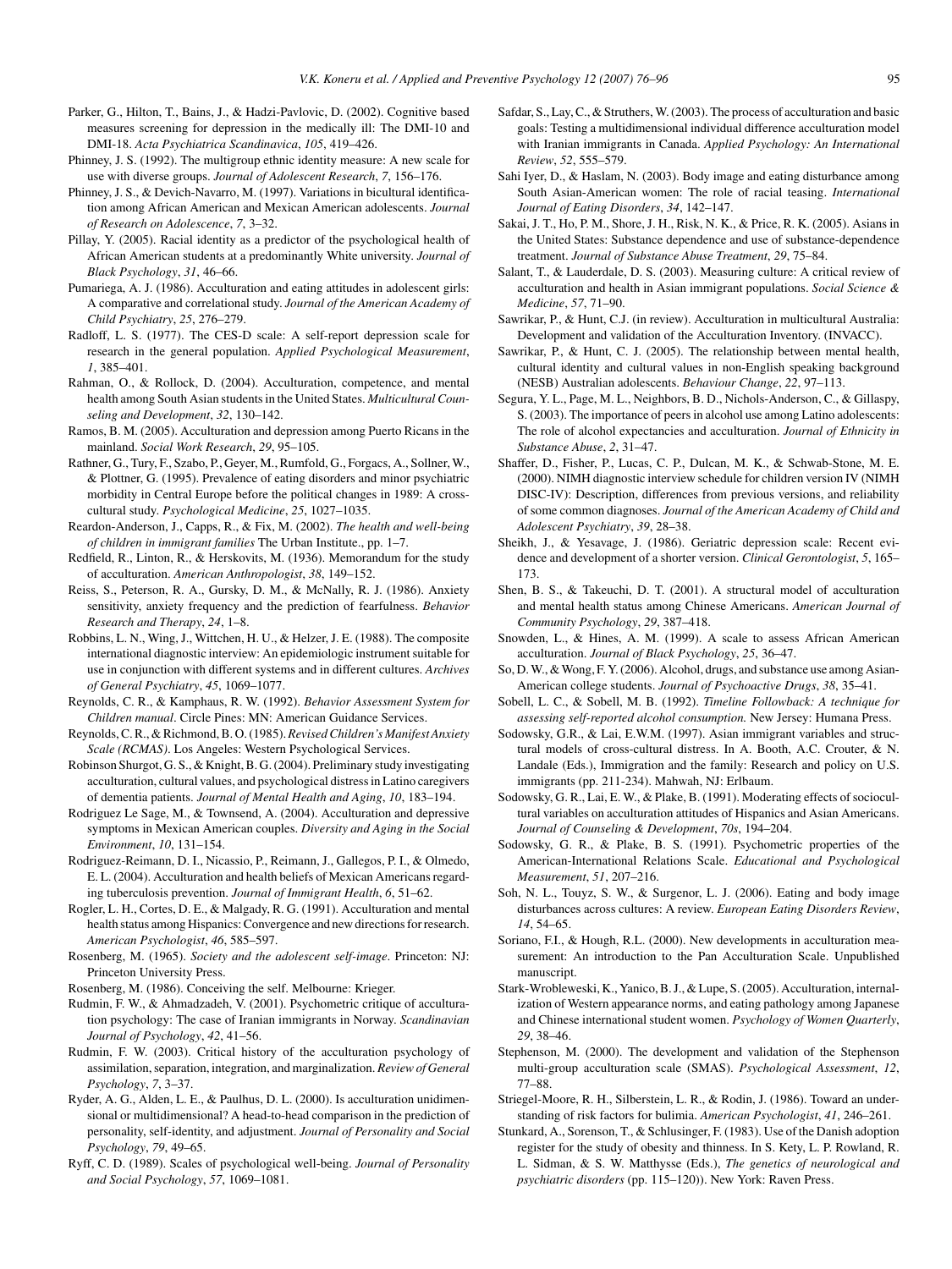Parker, G., Hilton, T., Bains, J., & Hadzi-Pavlovic, D. (2002). Cognitive based measures screening for depression in the medically ill: The DMI-10 and DMI-18. *Acta Psychiatrica Scandinavica*, *105*, 419–426.

Phinney, J. S. (1992). The multigroup ethnic identity measure: A new scale for use with diverse groups. *Journal of Adolescent Research*, *7*, 156–176.

Phinney, J. S., & Devich-Navarro, M. (1997). Variations in bicultural identification among African American and Mexican American adolescents. *Journal of Research on Adolescence*, *7*, 3–32.

Pillay, Y. (2005). Racial identity as a predictor of the psychological health of African American students at a predominantly White university. *Journal of Black Psychology*, *31*, 46–66.

Pumariega, A. J. (1986). Acculturation and eating attitudes in adolescent girls: A comparative and correlational study. *Journal of the American Academy of Child Psychiatry*, *25*, 276–279.

Radloff, L. S. (1977). The CES-D scale: A self-report depression scale for research in the general population. *Applied Psychological Measurement*, *1*, 385–401.

Rahman, O., & Rollock, D. (2004). Acculturation, competence, and mental health among South Asian students in the United States. *Multicultural Counseling and Development*, *32*, 130–142.

Ramos, B. M. (2005). Acculturation and depression among Puerto Ricans in the mainland. *Social Work Research*, *29*, 95–105.

Rathner, G., Tury, F., Szabo, P., Geyer, M., Rumfold, G., Forgacs, A., Sollner, W., & Plottner, G. (1995). Prevalence of eating disorders and minor psychiatric morbidity in Central Europe before the political changes in 1989: A cross-cultural study. *Psychological Medicine*, *25*, 1027–1035.

Reardon-Anderson, J., Capps, R., & Fix, M. (2002). *The health and well-being of children in immigrant families* The Urban Institute., pp. 1–7.

Redfield, R., Linton, R., & Herskovits, M. (1936). Memorandum for the study of acculturation. *American Anthropologist*, *38*, 149–152.

Reiss, S., Peterson, R. A., Gursky, D. M., & McNally, R. J. (1986). Anxiety sensitivity, anxiety frequency and the prediction of fearfulness. *Behavior Research and Therapy*, *24*, 1–8.

Robbins, L. N., Wing, J., Wittchen, H. U., & Helzer, J. E. (1988). The composite international diagnostic interview: An epidemiologic instrument suitable for use in conjunction with different systems and in different cultures. *Archives of General Psychiatry*, *45*, 1069–1077.

Reynolds, C. R., & Kamphaus, R. W. (1992). *Behavior Assessment System for Children manual*. Circle Pines: MN: American Guidance Services.

Reynolds, C. R., & Richmond, B. O. (1985). *Revised Children's Manifest Anxiety Scale (RCMAS)*. Los Angeles: Western Psychological Services.

Robinson Shurgot, G. S., & Knight, B. G. (2004). Preliminary study investigating acculturation, cultural values, and psychological distress in Latino caregivers of dementia patients. *Journal of Mental Health and Aging*, *10*, 183–194.

Rodriguez Le Sage, M., & Townsend, A. (2004). Acculturation and depressive symptoms in Mexican American couples. *Diversity and Aging in the Social Environment*, *10*, 131–154.

Rodriguez-Reimann, D. I., Nicassio, P., Reimann, J., Gallegos, P. I., & Olmedo, E. L. (2004). Acculturation and health beliefs of Mexican Americans regarding tuberculosis prevention. *Journal of Immigrant Health*, *6*, 51–62.

Rogler, L. H., Cortes, D. E., & Malgady, R. G. (1991). Acculturation and mental health status among Hispanics: Convergence and new directions for research. *American Psychologist*, *46*, 585–597.

Rosenberg, M. (1965). *Society and the adolescent self-image*. Princeton: NJ: Princeton University Press.

Rosenberg, M. (1986). Conceiving the self. Melbourne: Krieger.

Rudmin, F. W., & Ahmadzadeh, V. (2001). Psychometric critique of acculturation psychology: The case of Iranian immigrants in Norway. *Scandinavian Journal of Psychology*, *42*, 41–56.

Rudmin, F. W. (2003). Critical history of the acculturation psychology of assimilation, separation, integration, and marginalization. *Review of General Psychology*, *7*, 3–37.

Ryder, A. G., Alden, L. E., & Paulhus, D. L. (2000). Is acculturation unidimensional or multidimensional? A head-to-head comparison in the prediction of personality, self-identity, and adjustment. *Journal of Personality and Social Psychology*, *79*, 49–65.

Ryff, C. D. (1989). Scales of psychological well-being. *Journal of Personality and Social Psychology*, *57*, 1069–1081.

Safdar, S., Lay, C., & Struthers, W. (2003). The process of acculturation and basic goals: Testing a multidimensional individual difference acculturation model with Iranian immigrants in Canada. *Applied Psychology: An International Review*, *52*, 555–579.

Sahi Iyer, D., & Haslam, N. (2003). Body image and eating disturbance among South Asian-American women: The role of racial teasing. *International Journal of Eating Disorders*, *34*, 142–147.

Sakai, J. T., Ho, P. M., Shore, J. H., Risk, N. K., & Price, R. K. (2005). Asians in the United States: Substance dependence and use of substance-dependence treatment. *Journal of Substance Abuse Treatment*, *29*, 75–84.

Salant, T., & Lauderdale, D. S. (2003). Measuring culture: A critical review of acculturation and health in Asian immigrant populations. *Social Science & Medicine*, *57*, 71–90.

Sawrikar, P., & Hunt, C.J. (in review). Acculturation in multicultural Australia: Development and validation of the Acculturation Inventory. (INVACC).

Sawrikar, P., & Hunt, C. J. (2005). The relationship between mental health, cultural identity and cultural values in non-English speaking background (NESB) Australian adolescents. *Behaviour Change*, *22*, 97–113.

Segura, Y. L., Page, M. L., Neighbors, B. D., Nichols-Anderson, C., & Gillaspy, S. (2003). The importance of peers in alcohol use among Latino adolescents: The role of alcohol expectancies and acculturation. *Journal of Ethnicity in Substance Abuse*, *2*, 31–47.

Shaffer, D., Fisher, P., Lucas, C. P., Dulcan, M. K., & Schwab-Stone, M. E. (2000). NIMH diagnostic interview schedule for children version IV (NIMH DISC-IV): Description, differences from previous versions, and reliability of some common diagnoses. *Journal of the American Academy of Child and Adolescent Psychiatry*, *39*, 28–38.

Sheikh, J., & Yesavage, J. (1986). Geriatric depression scale: Recent evidence and development of a shorter version. *Clinical Gerontologist*, *5*, 165–173.

Shen, B. S., & Takeuchi, D. T. (2001). A structural model of acculturation and mental health status among Chinese Americans. *American Journal of Community Psychology*, *29*, 387–418.

Snowden, L., & Hines, A. M. (1999). A scale to assess African American acculturation. *Journal of Black Psychology*, *25*, 36–47.

So, D. W., & Wong, F. Y. (2006). Alcohol, drugs, and substance use among Asian-American college students. *Journal of Psychoactive Drugs*, *38*, 35–41.

Sobell, L. C., & Sobell, M. B. (1992). *Timeline Followback: A technique for assessing self-reported alcohol consumption.* New Jersey: Humana Press.

Sodowsky, G.R., & Lai, E.W.M. (1997). Asian immigrant variables and structural models of cross-cultural distress. In A. Booth, A.C. Crouter, & N. Landale (Eds.), Immigration and the family: Research and policy on U.S. immigrants (pp. 211-234). Mahwah, NJ: Erlbaum.

Sodowsky, G. R., Lai, E. W., & Plake, B. (1991). Moderating effects of sociocultural variables on acculturation attitudes of Hispanics and Asian Americans. *Journal of Counseling & Development*, *70s*, 194–204.

Sodowsky, G. R., & Plake, B. S. (1991). Psychometric properties of the American-International Relations Scale. *Educational and Psychological Measurement*, *51*, 207–216.

Soh, N. L., Touyz, S. W., & Surgenor, L. J. (2006). Eating and body image disturbances across cultures: A review. *European Eating Disorders Review*, *14*, 54–65.

Soriano, F.I., & Hough, R.L. (2000). New developments in acculturation measurement: An introduction to the Pan Acculturation Scale. Unpublished manuscript.

Stark-Wrobleweski, K., Yanico, B. J., & Lupe, S. (2005). Acculturation, internalization of Western appearance norms, and eating pathology among Japanese and Chinese international student women. *Psychology of Women Quarterly*, *29*, 38–46.

Stephenson, M. (2000). The development and validation of the Stephenson multi-group acculturation scale (SMAS). *Psychological Assessment*, *12*, 77–88.

Striegel-Moore, R. H., Silberstein, L. R., & Rodin, J. (1986). Toward an understanding of risk factors for bulimia. *American Psychologist*, *41*, 246–261.

Stunkard, A., Sorenson, T., & Schlusinger, F. (1983). Use of the Danish adoption register for the study of obesity and thinness. In S. Kety, L. P. Rowland, R. L. Sidman, & S. W. Matthysse (Eds.), *The genetics of neurological and psychiatric disorders* (pp. 115–120)). New York: Raven Press.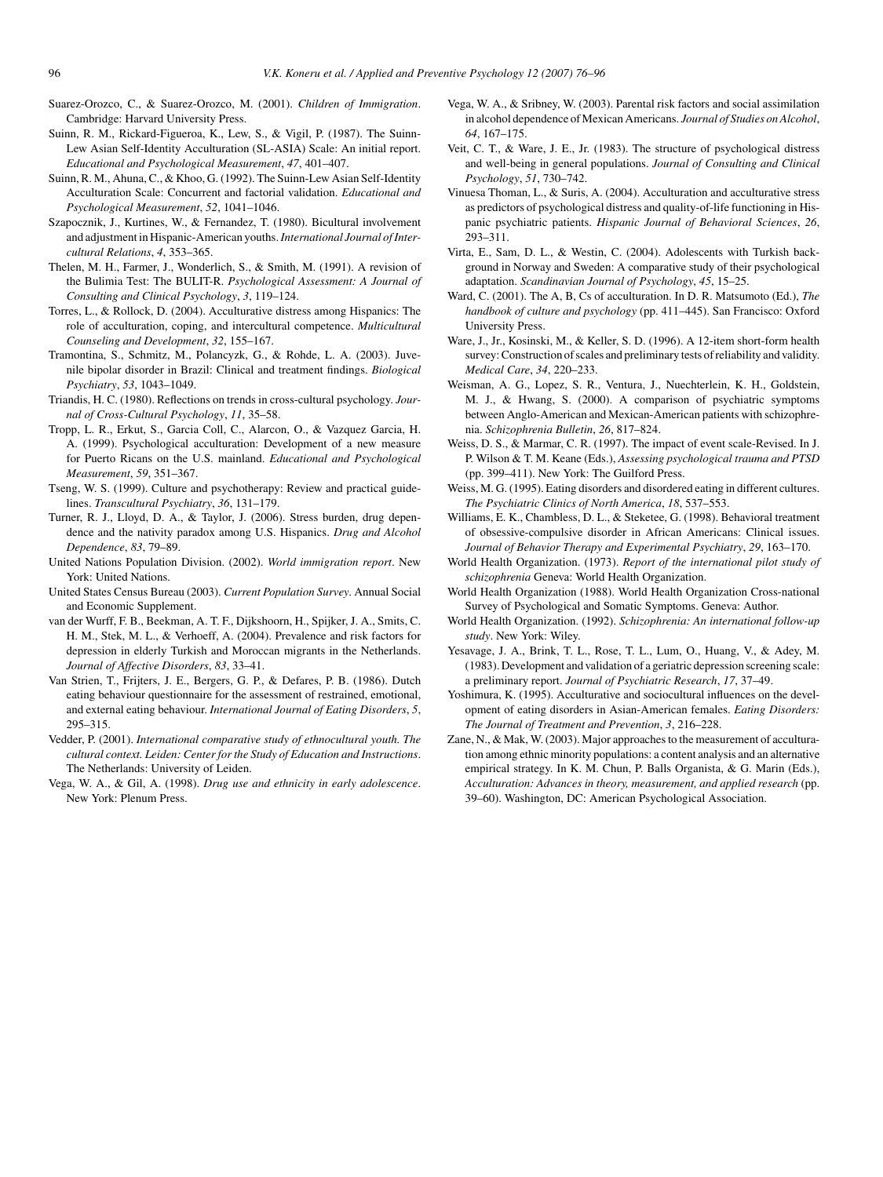Suarez-Orozco, C., & Suarez-Orozco, M. (2001). *Children of Immigration*. Cambridge: Harvard University Press.

Suinn, R. M., Rickard-Figueroa, K., Lew, S., & Vigil, P. (1987). The Suinn-Lew Asian Self-Identity Acculturation (SL-ASIA) Scale: An initial report. *Educational and Psychological Measurement*, *47*, 401–407.

Suinn, R. M., Ahuna, C., & Khoo, G. (1992). The Suinn-Lew Asian Self-Identity Acculturation Scale: Concurrent and factorial validation. *Educational and Psychological Measurement*, *52*, 1041–1046.

Szapocznik, J., Kurtines, W., & Fernandez, T. (1980). Bicultural involvement and adjustment in Hispanic-American youths. *International Journal of Intercultural Relations*, *4*, 353–365.

Thelen, M. H., Farmer, J., Wonderlich, S., & Smith, M. (1991). A revision of the Bulimia Test: The BULIT-R. *Psychological Assessment: A Journal of Consulting and Clinical Psychology*, *3*, 119–124.

Torres, L., & Rollock, D. (2004). Acculturative distress among Hispanics: The role of acculturation, coping, and intercultural competence. *Multicultural Counseling and Development*, *32*, 155–167.

Tramontina, S., Schmitz, M., Polancyzk, G., & Rohde, L. A. (2003). Juvenile bipolar disorder in Brazil: Clinical and treatment findings. *Biological Psychiatry*, *53*, 1043–1049.

Triandis, H. C. (1980). Reflections on trends in cross-cultural psychology. *Journal of Cross-Cultural Psychology*, *11*, 35–58.

Tropp, L. R., Erkut, S., Garcia Coll, C., Alarcon, O., & Vazquez Garcia, H. A. (1999). Psychological acculturation: Development of a new measure for Puerto Ricans on the U.S. mainland. *Educational and Psychological Measurement*, *59*, 351–367.

Tseng, W. S. (1999). Culture and psychotherapy: Review and practical guidelines. *Transcultural Psychiatry*, *36*, 131–179.

Turner, R. J., Lloyd, D. A., & Taylor, J. (2006). Stress burden, drug dependence and the nativity paradox among U.S. Hispanics. *Drug and Alcohol Dependence*, *83*, 79–89.

United Nations Population Division. (2002). *World immigration report*. New York: United Nations.

United States Census Bureau (2003). *Current Population Survey*. Annual Social and Economic Supplement.

van der Wurff, F. B., Beekman, A. T. F., Dijkshoorn, H., Spijker, J. A., Smits, C. H. M., Stek, M. L., & Verhoeff, A. (2004). Prevalence and risk factors for depression in elderly Turkish and Moroccan migrants in the Netherlands. *Journal of Affective Disorders*, *83*, 33–41.

Van Strien, T., Frijters, J. E., Bergers, G. P., & Defares, P. B. (1986). Dutch eating behaviour questionnaire for the assessment of restrained, emotional, and external eating behaviour. *International Journal of Eating Disorders*, *5*, 295–315.

Vedder, P. (2001). *International comparative study of ethnocultural youth. The cultural context. Leiden: Center for the Study of Education and Instructions*. The Netherlands: University of Leiden.

Vega, W. A., & Gil, A. (1998). *Drug use and ethnicity in early adolescence*. New York: Plenum Press.

Vega, W. A., & Sribney, W. (2003). Parental risk factors and social assimilation in alcohol dependence of Mexican Americans. *Journal of Studies on Alcohol*, *64*, 167–175.

Veit, C. T., & Ware, J. E., Jr. (1983). The structure of psychological distress and well-being in general populations. *Journal of Consulting and Clinical Psychology*, *51*, 730–742.

Vinuesa Thoman, L., & Suris, A. (2004). Acculturation and acculturative stress as predictors of psychological distress and quality-of-life functioning in Hispanic psychiatric patients. *Hispanic Journal of Behavioral Sciences*, *26*, 293–311.

Virta, E., Sam, D. L., & Westin, C. (2004). Adolescents with Turkish background in Norway and Sweden: A comparative study of their psychological adaptation. *Scandinavian Journal of Psychology*, *45*, 15–25.

Ward, C. (2001). The A, B, Cs of acculturation. In D. R. Matsumoto (Ed.), *The handbook of culture and psychology* (pp. 411–445). San Francisco: Oxford University Press.

Ware, J., Jr., Kosinski, M., & Keller, S. D. (1996). A 12-item short-form health survey: Construction of scales and preliminary tests of reliability and validity. *Medical Care*, *34*, 220–233.

Weisman, A. G., Lopez, S. R., Ventura, J., Nuechterlein, K. H., Goldstein, M. J., & Hwang, S. (2000). A comparison of psychiatric symptoms between Anglo-American and Mexican-American patients with schizophrenia. *Schizophrenia Bulletin*, *26*, 817–824.

Weiss, D. S., & Marmar, C. R. (1997). The impact of event scale-Revised. In J. P. Wilson & T. M. Keane (Eds.), *Assessing psychological trauma and PTSD* (pp. 399–411). New York: The Guilford Press.

Weiss, M. G. (1995). Eating disorders and disordered eating in different cultures. *The Psychiatric Clinics of North America*, *18*, 537–553.

Williams, E. K., Chambless, D. L., & Steketee, G. (1998). Behavioral treatment of obsessive-compulsive disorder in African Americans: Clinical issues. *Journal of Behavior Therapy and Experimental Psychiatry*, *29*, 163–170.

World Health Organization. (1973). *Report of the international pilot study of schizophrenia* Geneva: World Health Organization.

World Health Organization (1988). World Health Organization Cross-national Survey of Psychological and Somatic Symptoms. Geneva: Author.

World Health Organization. (1992). *Schizophrenia: An international follow-up study*. New York: Wiley.

Yesavage, J. A., Brink, T. L., Rose, T. L., Lum, O., Huang, V., & Adey, M. (1983). Development and validation of a geriatric depression screening scale: a preliminary report. *Journal of Psychiatric Research*, *17*, 37–49.

Yoshimura, K. (1995). Acculturative and sociocultural influences on the development of eating disorders in Asian-American females. *Eating Disorders: The Journal of Treatment and Prevention*, *3*, 216–228.

Zane, N., & Mak, W. (2003). Major approaches to the measurement of acculturation among ethnic minority populations: a content analysis and an alternative empirical strategy. In K. M. Chun, P. Balls Organista, & G. Marin (Eds.), *Acculturation: Advances in theory, measurement, and applied research* (pp. 39–60). Washington, DC: American Psychological Association.